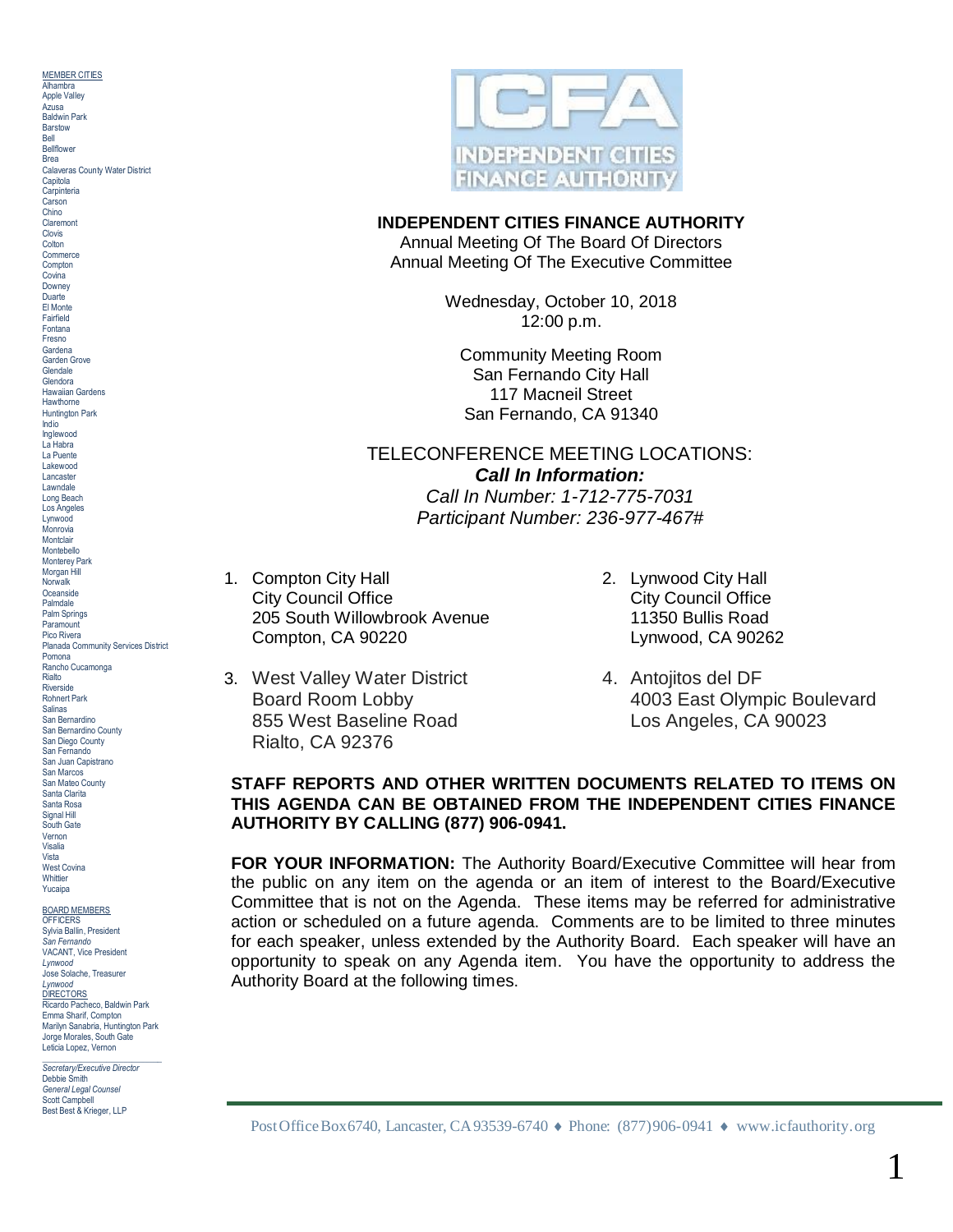# INDEPENDENT CITIES FINANCE AUTHORITY

Annual Meeting Of The Board Of Directors
Annual Meeting Of The Executive Committee

Wednesday, October 10, 2018
12:00 p.m.

Community Meeting Room
San Fernando City Hall
117 Macneil Street
San Fernando, CA 91340

TELECONFERENCE MEETING LOCATIONS:

***Call In Information:***

*Call In Number: 1-712-775-7031*
*Participant Number: 236-977-467#*

1. Compton City Hall
   City Council Office
   205 South Willowbrook Avenue
   Compton, CA 90220

2. Lynwood City Hall
   City Council Office
   11350 Bullis Road
   Lynwood, CA 90262

3. West Valley Water District
   Board Room Lobby
   855 West Baseline Road
   Rialto, CA 92376

4. Antojitos del DF
   4003 East Olympic Boulevard
   Los Angeles, CA 90023

**STAFF REPORTS AND OTHER WRITTEN DOCUMENTS RELATED TO ITEMS ON THIS AGENDA CAN BE OBTAINED FROM THE INDEPENDENT CITIES FINANCE AUTHORITY BY CALLING (877) 906-0941.**

**FOR YOUR INFORMATION:** The Authority Board/Executive Committee will hear from the public on any item on the agenda or an item of interest to the Board/Executive Committee that is not on the Agenda. These items may be referred for administrative action or scheduled on a future agenda. Comments are to be limited to three minutes for each speaker, unless extended by the Authority Board. Each speaker will have an opportunity to speak on any Agenda item. You have the opportunity to address the Authority Board at the following times.

MEMBER CITIES
Alhambra
Apple Valley
Azusa
Baldwin Park
Barstow
Bell
Bellflower
Brea
Calaveras County Water District
Capitola
Carpinteria
Carson
Chino
Claremont
Clovis
Colton
Commerce
Compton
Covina
Downey
Duarte
El Monte
Fairfield
Fontana
Fresno
Gardena
Garden Grove
Glendale
Glendora
Hawaiian Gardens
Hawthorne
Huntington Park
Indio
Inglewood
La Habra
La Puente
Lakewood
Lancaster
Lawndale
Long Beach
Los Angeles
Lynwood
Monrovia
Montclair
Montebello
Monterey Park
Morgan Hill
Norwalk
Oceanside
Palmdale
Palm Springs
Paramount
Pico Rivera
Planada Community Services District
Pomona
Rancho Cucamonga
Rialto
Riverside
Rohnert Park
Salinas
San Bernardino
San Bernardino County
San Diego County
San Fernando
San Juan Capistrano
San Marcos
San Mateo County
Santa Clarita
Santa Rosa
Signal Hill
South Gate
Vernon
Visalia
Vista
West Covina
Whittier
Yucaipa

BOARD MEMBERS
OFFICERS
Sylvia Ballin, President
*San Fernando*
VACANT, Vice President
*Lynwood*
Jose Solache, Treasurer
*Lynwood*
DIRECTORS
Ricardo Pacheco, Baldwin Park
Emma Sharif, Compton
Marilyn Sanabria, Huntington Park
Jorge Morales, South Gate
Leticia Lopez, Vernon

*Secretary/Executive Director*
Debbie Smith
*General Legal Counsel*
Scott Campbell
Best Best & Krieger, LLP

Post Office Box 6740, Lancaster, CA 93539-6740 ♦ Phone: (877) 906-0941 ♦ www.icfauthority.org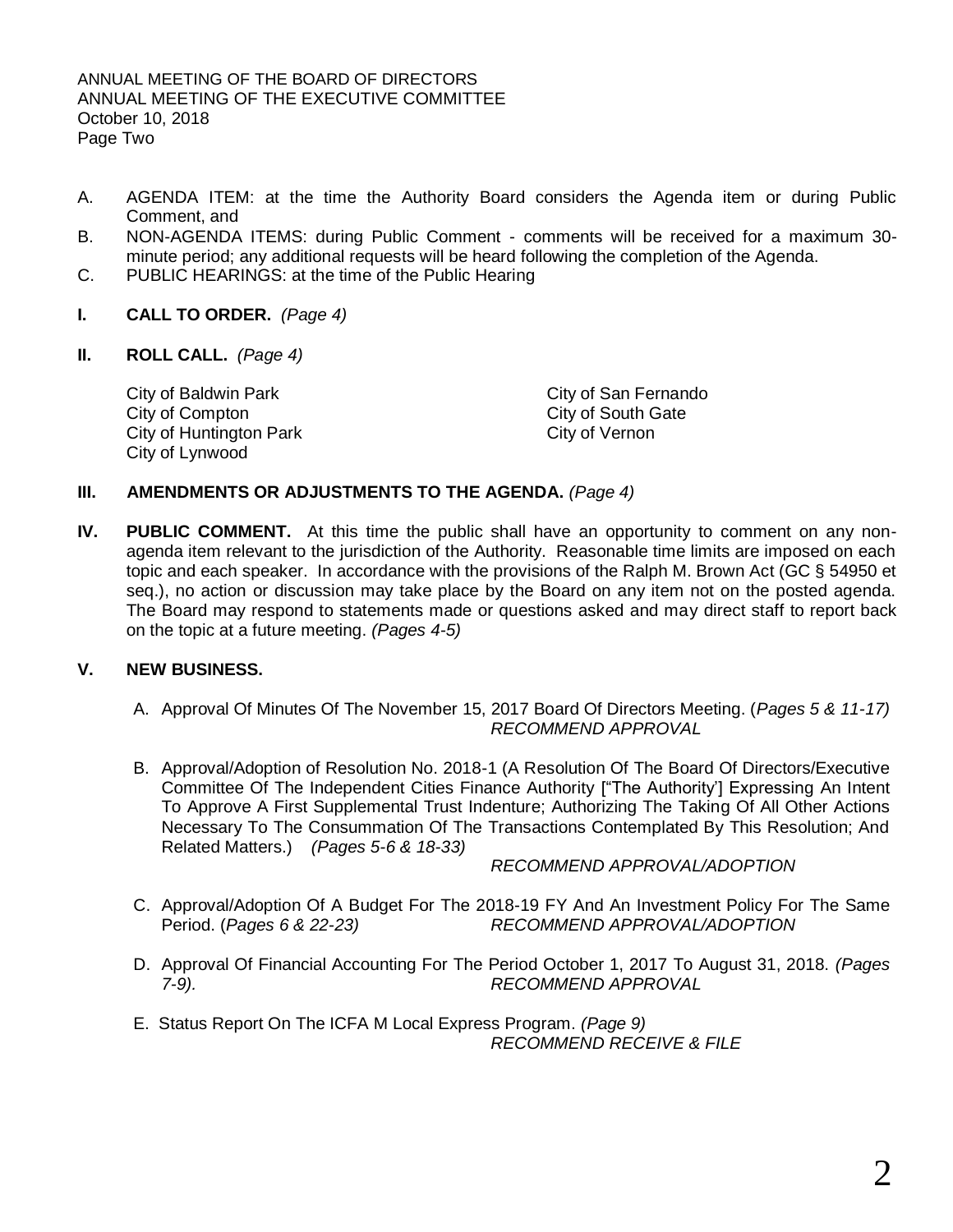A. AGENDA ITEM: at the time the Authority Board considers the Agenda item or during Public Comment, and
B. NON-AGENDA ITEMS: during Public Comment - comments will be received for a maximum 30-minute period; any additional requests will be heard following the completion of the Agenda.
C. PUBLIC HEARINGS: at the time of the Public Hearing

**I. CALL TO ORDER.** *(Page 4)*

**II. ROLL CALL.** *(Page 4)*

City of Baldwin Park
City of Compton
City of Huntington Park
City of Lynwood
City of San Fernando
City of South Gate
City of Vernon

**III. AMENDMENTS OR ADJUSTMENTS TO THE AGENDA.** *(Page 4)*

**IV. PUBLIC COMMENT.** At this time the public shall have an opportunity to comment on any non-agenda item relevant to the jurisdiction of the Authority. Reasonable time limits are imposed on each topic and each speaker. In accordance with the provisions of the Ralph M. Brown Act (GC § 54950 et seq.), no action or discussion may take place by the Board on any item not on the posted agenda. The Board may respond to statements made or questions asked and may direct staff to report back on the topic at a future meeting. *(Pages 4-5)*

**V. NEW BUSINESS.**

A. Approval Of Minutes Of The November 15, 2017 Board Of Directors Meeting. (*Pages 5 & 11-17)*
*RECOMMEND APPROVAL*

B. Approval/Adoption of Resolution No. 2018-1 (A Resolution Of The Board Of Directors/Executive Committee Of The Independent Cities Finance Authority ["The Authority'] Expressing An Intent To Approve A First Supplemental Trust Indenture; Authorizing The Taking Of All Other Actions Necessary To The Consummation Of The Transactions Contemplated By This Resolution; And Related Matters.) *(Pages 5-6 & 18-33)*
*RECOMMEND APPROVAL/ADOPTION*

C. Approval/Adoption Of A Budget For The 2018-19 FY And An Investment Policy For The Same Period. (*Pages 6 & 22-23)* *RECOMMEND APPROVAL/ADOPTION*

D. Approval Of Financial Accounting For The Period October 1, 2017 To August 31, 2018. *(Pages 7-9).* *RECOMMEND APPROVAL*

E. Status Report On The ICFA M Local Express Program. *(Page 9)*
*RECOMMEND RECEIVE & FILE*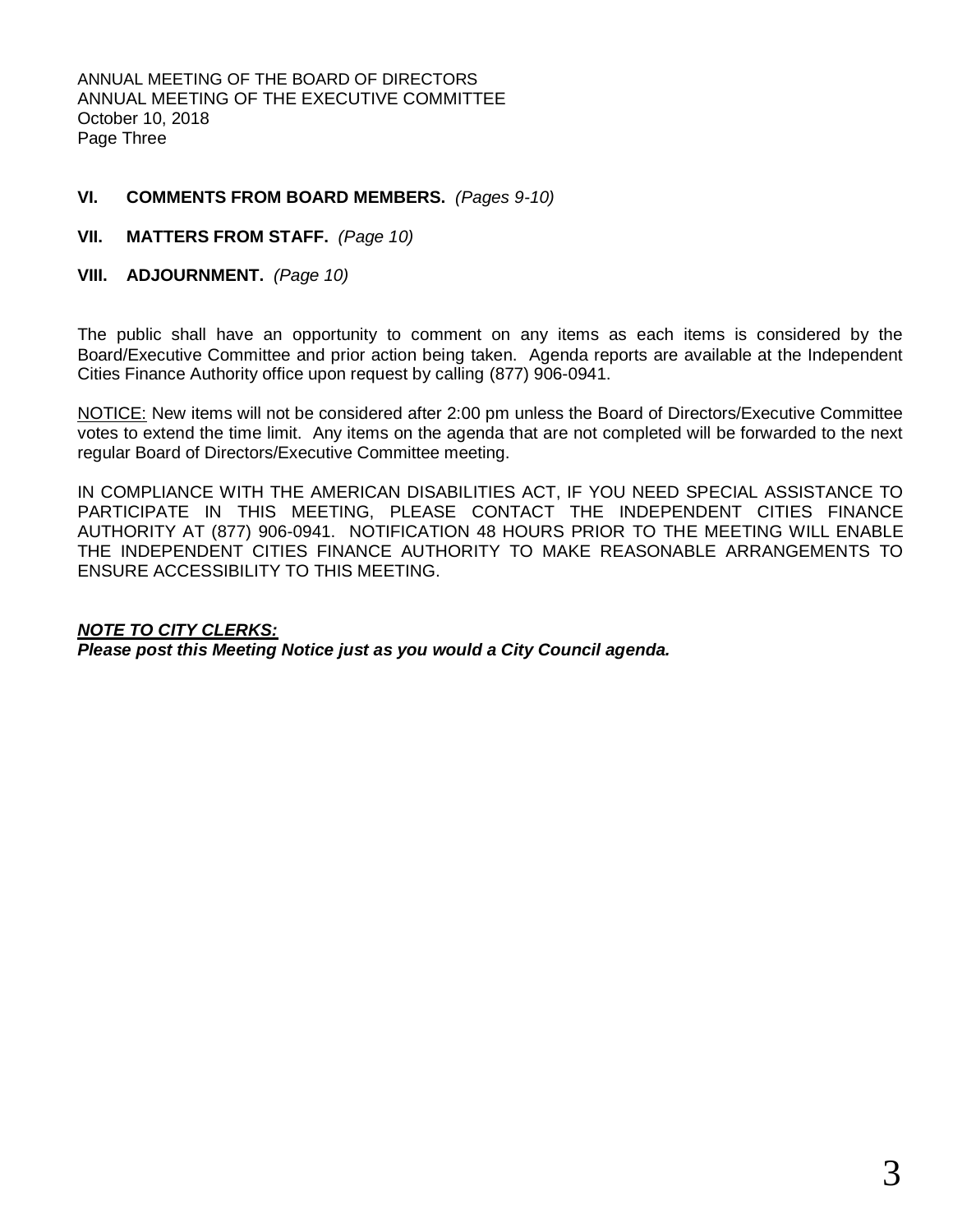**VI. COMMENTS FROM BOARD MEMBERS.** *(Pages 9-10)*

**VII. MATTERS FROM STAFF.** *(Page 10)*

**VIII. ADJOURNMENT.** *(Page 10)*

The public shall have an opportunity to comment on any items as each items is considered by the Board/Executive Committee and prior action being taken. Agenda reports are available at the Independent Cities Finance Authority office upon request by calling (877) 906-0941.

NOTICE: New items will not be considered after 2:00 pm unless the Board of Directors/Executive Committee votes to extend the time limit. Any items on the agenda that are not completed will be forwarded to the next regular Board of Directors/Executive Committee meeting.

IN COMPLIANCE WITH THE AMERICAN DISABILITIES ACT, IF YOU NEED SPECIAL ASSISTANCE TO PARTICIPATE IN THIS MEETING, PLEASE CONTACT THE INDEPENDENT CITIES FINANCE AUTHORITY AT (877) 906-0941. NOTIFICATION 48 HOURS PRIOR TO THE MEETING WILL ENABLE THE INDEPENDENT CITIES FINANCE AUTHORITY TO MAKE REASONABLE ARRANGEMENTS TO ENSURE ACCESSIBILITY TO THIS MEETING.

***NOTE TO CITY CLERKS:***
***Please post this Meeting Notice just as you would a City Council agenda.***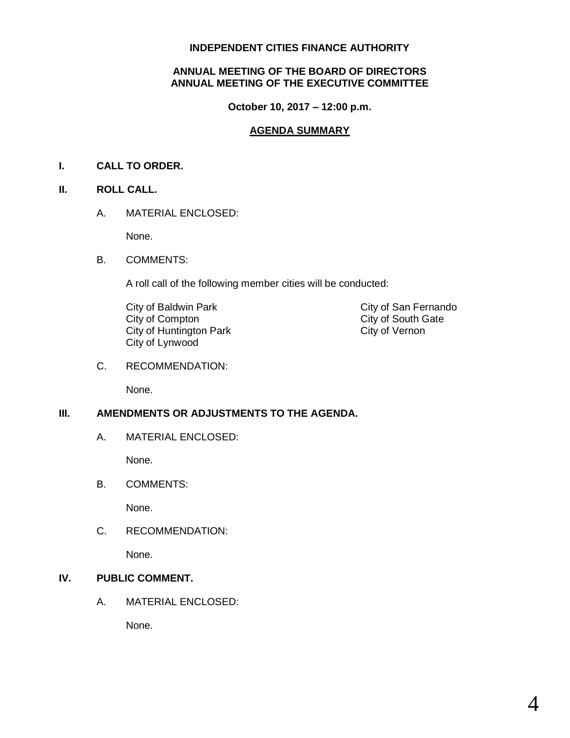**INDEPENDENT CITIES FINANCE AUTHORITY**

**ANNUAL MEETING OF THE BOARD OF DIRECTORS**
**ANNUAL MEETING OF THE EXECUTIVE COMMITTEE**

**October 10, 2017 – 12:00 p.m.**

**AGENDA SUMMARY**

## I. CALL TO ORDER.

## II. ROLL CALL.

A. MATERIAL ENCLOSED:

None.

B. COMMENTS:

A roll call of the following member cities will be conducted:

City of Baldwin Park
City of Compton
City of Huntington Park
City of Lynwood
City of San Fernando
City of South Gate
City of Vernon

C. RECOMMENDATION:

None.

## III. AMENDMENTS OR ADJUSTMENTS TO THE AGENDA.

A. MATERIAL ENCLOSED:

None.

B. COMMENTS:

None.

C. RECOMMENDATION:

None.

## IV. PUBLIC COMMENT.

A. MATERIAL ENCLOSED:

None.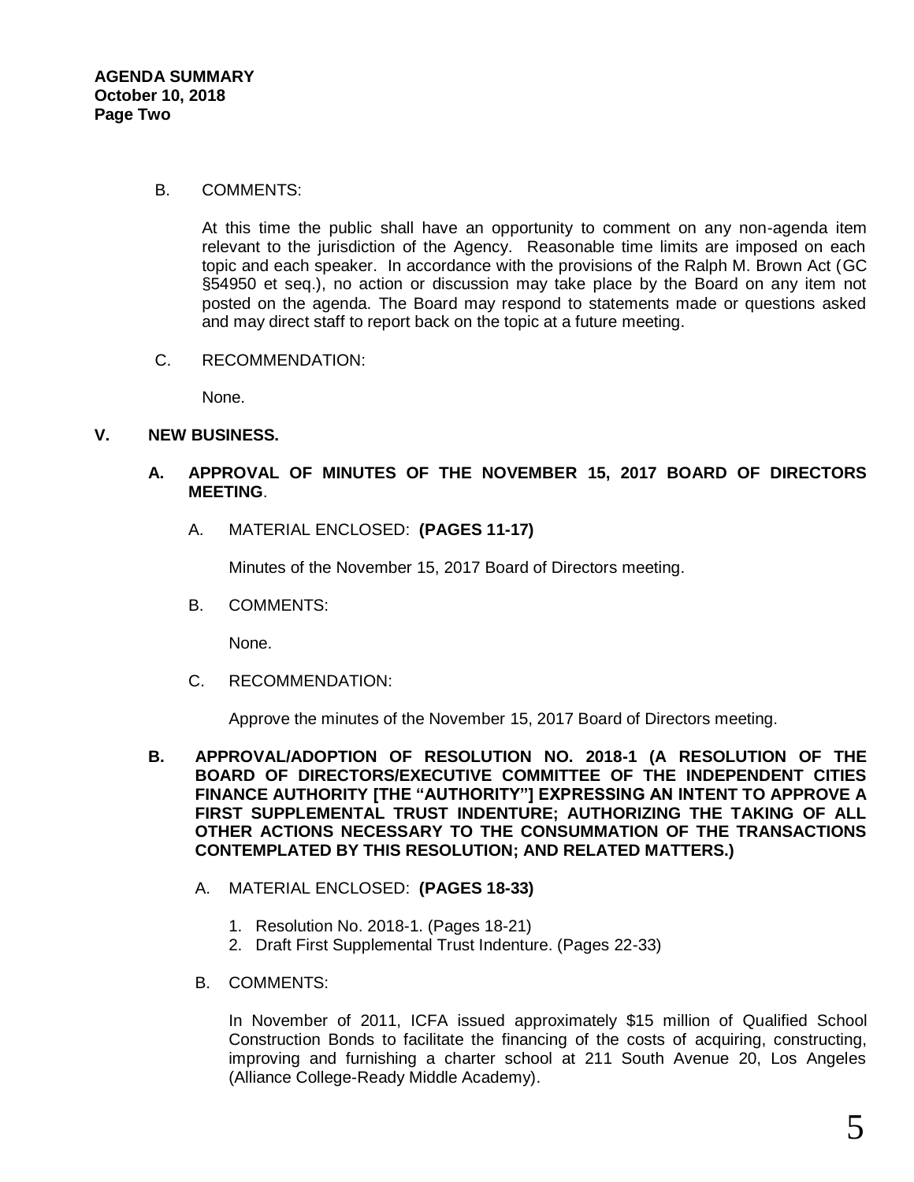B. COMMENTS:

At this time the public shall have an opportunity to comment on any non-agenda item relevant to the jurisdiction of the Agency. Reasonable time limits are imposed on each topic and each speaker. In accordance with the provisions of the Ralph M. Brown Act (GC §54950 et seq.), no action or discussion may take place by the Board on any item not posted on the agenda. The Board may respond to statements made or questions asked and may direct staff to report back on the topic at a future meeting.

C. RECOMMENDATION:

None.

## V. NEW BUSINESS.

### A. APPROVAL OF MINUTES OF THE NOVEMBER 15, 2017 BOARD OF DIRECTORS MEETING.

A. MATERIAL ENCLOSED: **(PAGES 11-17)**

Minutes of the November 15, 2017 Board of Directors meeting.

B. COMMENTS:

None.

C. RECOMMENDATION:

Approve the minutes of the November 15, 2017 Board of Directors meeting.

### B. APPROVAL/ADOPTION OF RESOLUTION NO. 2018-1 (A RESOLUTION OF THE BOARD OF DIRECTORS/EXECUTIVE COMMITTEE OF THE INDEPENDENT CITIES FINANCE AUTHORITY [THE "AUTHORITY"] EXPRESSING AN INTENT TO APPROVE A FIRST SUPPLEMENTAL TRUST INDENTURE; AUTHORIZING THE TAKING OF ALL OTHER ACTIONS NECESSARY TO THE CONSUMMATION OF THE TRANSACTIONS CONTEMPLATED BY THIS RESOLUTION; AND RELATED MATTERS.)

A. MATERIAL ENCLOSED: **(PAGES 18-33)**

1. Resolution No. 2018-1. (Pages 18-21)
2. Draft First Supplemental Trust Indenture. (Pages 22-33)

B. COMMENTS:

In November of 2011, ICFA issued approximately $15 million of Qualified School Construction Bonds to facilitate the financing of the costs of acquiring, constructing, improving and furnishing a charter school at 211 South Avenue 20, Los Angeles (Alliance College-Ready Middle Academy).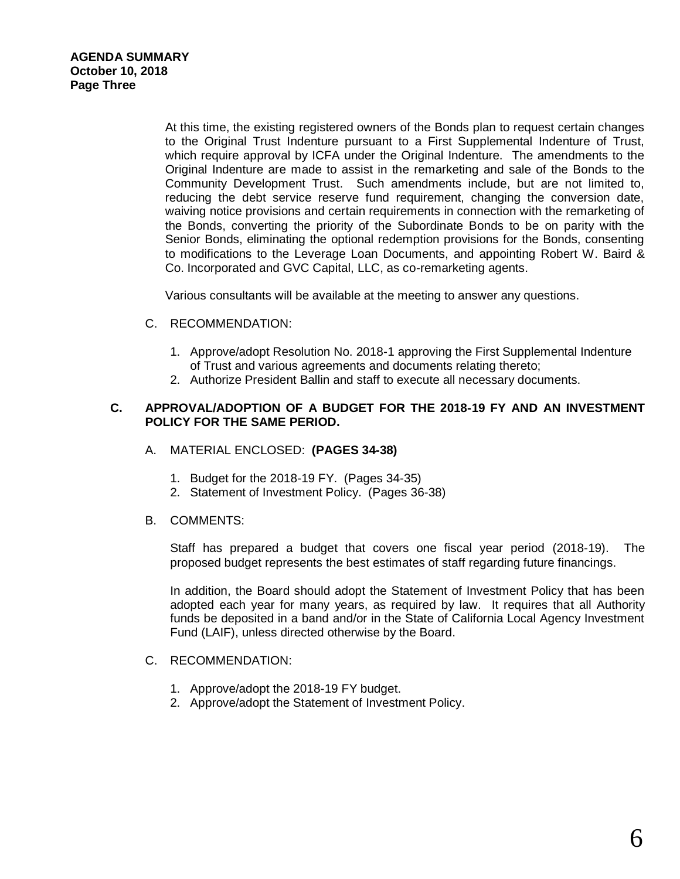At this time, the existing registered owners of the Bonds plan to request certain changes to the Original Trust Indenture pursuant to a First Supplemental Indenture of Trust, which require approval by ICFA under the Original Indenture. The amendments to the Original Indenture are made to assist in the remarketing and sale of the Bonds to the Community Development Trust. Such amendments include, but are not limited to, reducing the debt service reserve fund requirement, changing the conversion date, waiving notice provisions and certain requirements in connection with the remarketing of the Bonds, converting the priority of the Subordinate Bonds to be on parity with the Senior Bonds, eliminating the optional redemption provisions for the Bonds, consenting to modifications to the Leverage Loan Documents, and appointing Robert W. Baird & Co. Incorporated and GVC Capital, LLC, as co-remarketing agents.

Various consultants will be available at the meeting to answer any questions.

C. RECOMMENDATION:

1. Approve/adopt Resolution No. 2018-1 approving the First Supplemental Indenture of Trust and various agreements and documents relating thereto;
2. Authorize President Ballin and staff to execute all necessary documents.

**C. APPROVAL/ADOPTION OF A BUDGET FOR THE 2018-19 FY AND AN INVESTMENT POLICY FOR THE SAME PERIOD.**

A. MATERIAL ENCLOSED: **(PAGES 34-38)**

1. Budget for the 2018-19 FY. (Pages 34-35)
2. Statement of Investment Policy. (Pages 36-38)

B. COMMENTS:

Staff has prepared a budget that covers one fiscal year period (2018-19). The proposed budget represents the best estimates of staff regarding future financings.

In addition, the Board should adopt the Statement of Investment Policy that has been adopted each year for many years, as required by law. It requires that all Authority funds be deposited in a band and/or in the State of California Local Agency Investment Fund (LAIF), unless directed otherwise by the Board.

C. RECOMMENDATION:

1. Approve/adopt the 2018-19 FY budget.
2. Approve/adopt the Statement of Investment Policy.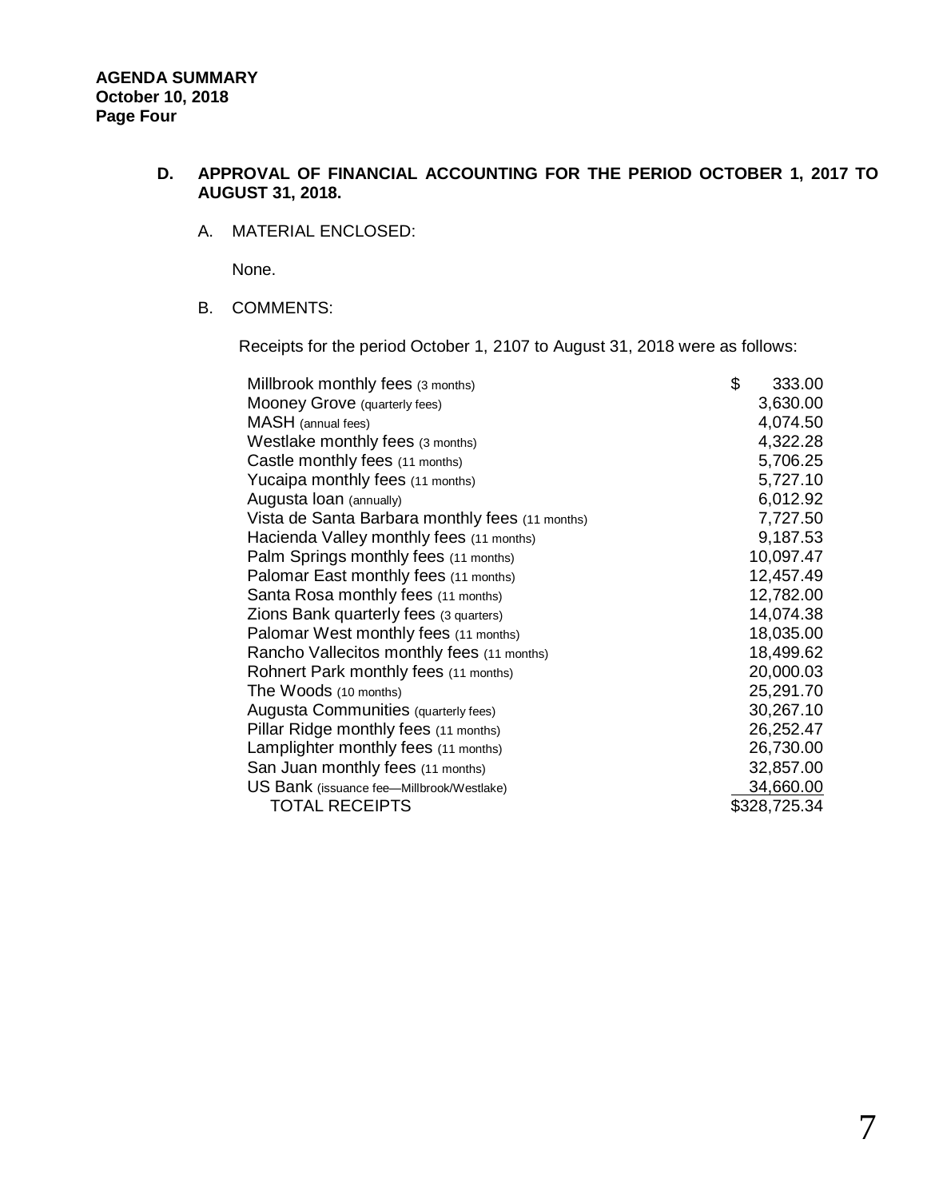**AGENDA SUMMARY**
**October 10, 2018**
**Page Four**

**D. APPROVAL OF FINANCIAL ACCOUNTING FOR THE PERIOD OCTOBER 1, 2017 TO AUGUST 31, 2018.**

A. MATERIAL ENCLOSED:

None.

B. COMMENTS:

Receipts for the period October 1, 2107 to August 31, 2018 were as follows:

| | |
|---|---:|
| Millbrook monthly fees (3 months) | $ 333.00 |
| Mooney Grove (quarterly fees) | 3,630.00 |
| MASH (annual fees) | 4,074.50 |
| Westlake monthly fees (3 months) | 4,322.28 |
| Castle monthly fees (11 months) | 5,706.25 |
| Yucaipa monthly fees (11 months) | 5,727.10 |
| Augusta loan (annually) | 6,012.92 |
| Vista de Santa Barbara monthly fees (11 months) | 7,727.50 |
| Hacienda Valley monthly fees (11 months) | 9,187.53 |
| Palm Springs monthly fees (11 months) | 10,097.47 |
| Palomar East monthly fees (11 months) | 12,457.49 |
| Santa Rosa monthly fees (11 months) | 12,782.00 |
| Zions Bank quarterly fees (3 quarters) | 14,074.38 |
| Palomar West monthly fees (11 months) | 18,035.00 |
| Rancho Vallecitos monthly fees (11 months) | 18,499.62 |
| Rohnert Park monthly fees (11 months) | 20,000.03 |
| The Woods (10 months) | 25,291.70 |
| Augusta Communities (quarterly fees) | 30,267.10 |
| Pillar Ridge monthly fees (11 months) | 26,252.47 |
| Lamplighter monthly fees (11 months) | 26,730.00 |
| San Juan monthly fees (11 months) | 32,857.00 |
| US Bank (issuance fee—Millbrook/Westlake) | 34,660.00 |
| TOTAL RECEIPTS | $328,725.34 |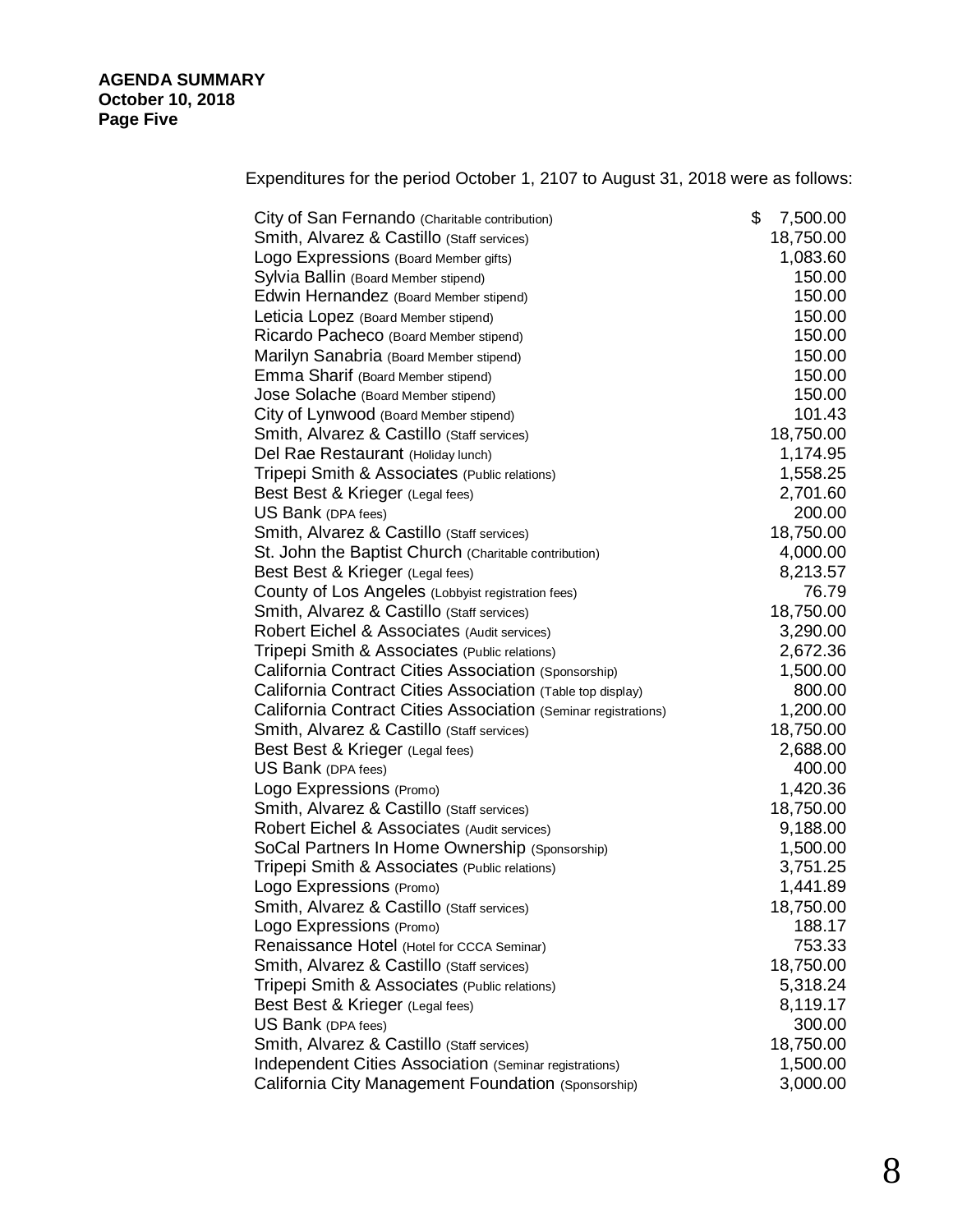**AGENDA SUMMARY**
**October 10, 2018**
**Page Five**

Expenditures for the period October 1, 2107 to August 31, 2018 were as follows:

| | |
|---|---|
| City of San Fernando (Charitable contribution) | $ 7,500.00 |
| Smith, Alvarez & Castillo (Staff services) | 18,750.00 |
| Logo Expressions (Board Member gifts) | 1,083.60 |
| Sylvia Ballin (Board Member stipend) | 150.00 |
| Edwin Hernandez (Board Member stipend) | 150.00 |
| Leticia Lopez (Board Member stipend) | 150.00 |
| Ricardo Pacheco (Board Member stipend) | 150.00 |
| Marilyn Sanabria (Board Member stipend) | 150.00 |
| Emma Sharif (Board Member stipend) | 150.00 |
| Jose Solache (Board Member stipend) | 150.00 |
| City of Lynwood (Board Member stipend) | 101.43 |
| Smith, Alvarez & Castillo (Staff services) | 18,750.00 |
| Del Rae Restaurant (Holiday lunch) | 1,174.95 |
| Tripepi Smith & Associates (Public relations) | 1,558.25 |
| Best Best & Krieger (Legal fees) | 2,701.60 |
| US Bank (DPA fees) | 200.00 |
| Smith, Alvarez & Castillo (Staff services) | 18,750.00 |
| St. John the Baptist Church (Charitable contribution) | 4,000.00 |
| Best Best & Krieger (Legal fees) | 8,213.57 |
| County of Los Angeles (Lobbyist registration fees) | 76.79 |
| Smith, Alvarez & Castillo (Staff services) | 18,750.00 |
| Robert Eichel & Associates (Audit services) | 3,290.00 |
| Tripepi Smith & Associates (Public relations) | 2,672.36 |
| California Contract Cities Association (Sponsorship) | 1,500.00 |
| California Contract Cities Association (Table top display) | 800.00 |
| California Contract Cities Association (Seminar registrations) | 1,200.00 |
| Smith, Alvarez & Castillo (Staff services) | 18,750.00 |
| Best Best & Krieger (Legal fees) | 2,688.00 |
| US Bank (DPA fees) | 400.00 |
| Logo Expressions (Promo) | 1,420.36 |
| Smith, Alvarez & Castillo (Staff services) | 18,750.00 |
| Robert Eichel & Associates (Audit services) | 9,188.00 |
| SoCal Partners In Home Ownership (Sponsorship) | 1,500.00 |
| Tripepi Smith & Associates (Public relations) | 3,751.25 |
| Logo Expressions (Promo) | 1,441.89 |
| Smith, Alvarez & Castillo (Staff services) | 18,750.00 |
| Logo Expressions (Promo) | 188.17 |
| Renaissance Hotel (Hotel for CCCA Seminar) | 753.33 |
| Smith, Alvarez & Castillo (Staff services) | 18,750.00 |
| Tripepi Smith & Associates (Public relations) | 5,318.24 |
| Best Best & Krieger (Legal fees) | 8,119.17 |
| US Bank (DPA fees) | 300.00 |
| Smith, Alvarez & Castillo (Staff services) | 18,750.00 |
| Independent Cities Association (Seminar registrations) | 1,500.00 |
| California City Management Foundation (Sponsorship) | 3,000.00 |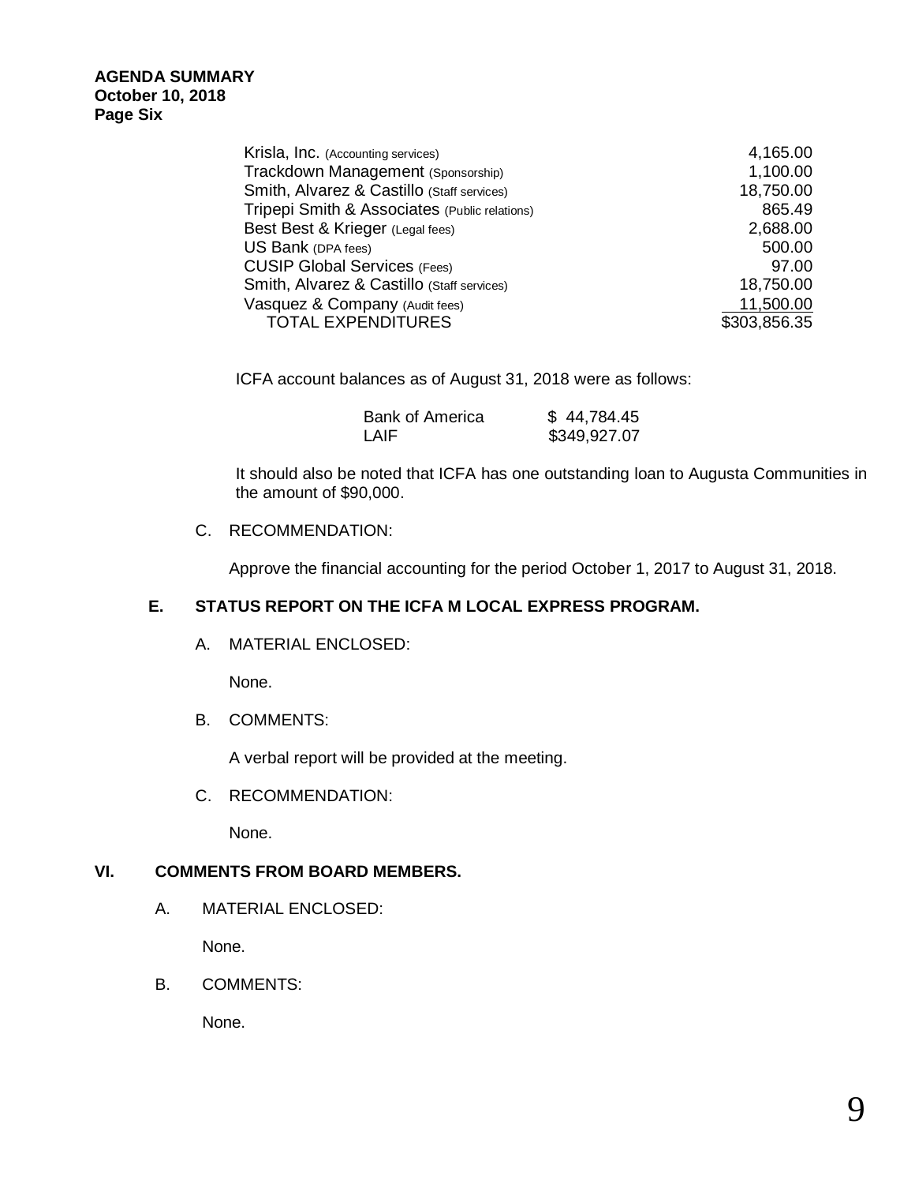| | |
|---|---|
| Krisla, Inc. (Accounting services) | 4,165.00 |
| Trackdown Management (Sponsorship) | 1,100.00 |
| Smith, Alvarez & Castillo (Staff services) | 18,750.00 |
| Tripepi Smith & Associates (Public relations) | 865.49 |
| Best Best & Krieger (Legal fees) | 2,688.00 |
| US Bank (DPA fees) | 500.00 |
| CUSIP Global Services (Fees) | 97.00 |
| Smith, Alvarez & Castillo (Staff services) | 18,750.00 |
| Vasquez & Company (Audit fees) | 11,500.00 |
| TOTAL EXPENDITURES | $303,856.35 |

ICFA account balances as of August 31, 2018 were as follows:

| | |
|---|---|
| Bank of America | $ 44,784.45 |
| LAIF | $349,927.07 |

It should also be noted that ICFA has one outstanding loan to Augusta Communities in the amount of $90,000.

C. RECOMMENDATION:

Approve the financial accounting for the period October 1, 2017 to August 31, 2018.

**E. STATUS REPORT ON THE ICFA M LOCAL EXPRESS PROGRAM.**

A. MATERIAL ENCLOSED:

None.

B. COMMENTS:

A verbal report will be provided at the meeting.

C. RECOMMENDATION:

None.

**VI. COMMENTS FROM BOARD MEMBERS.**

A. MATERIAL ENCLOSED:

None.

B. COMMENTS:

None.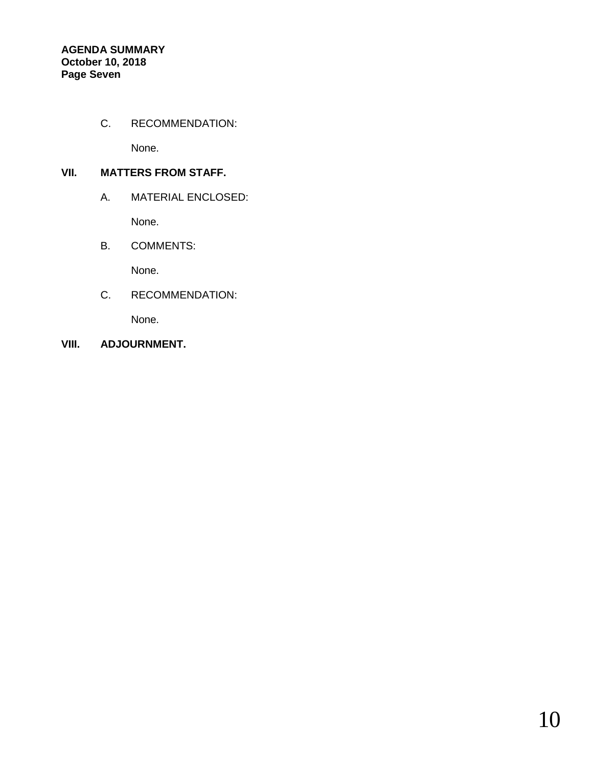C. RECOMMENDATION:

None.

## VII. MATTERS FROM STAFF.

A. MATERIAL ENCLOSED:

None.

B. COMMENTS:

None.

C. RECOMMENDATION:

None.

## VIII. ADJOURNMENT.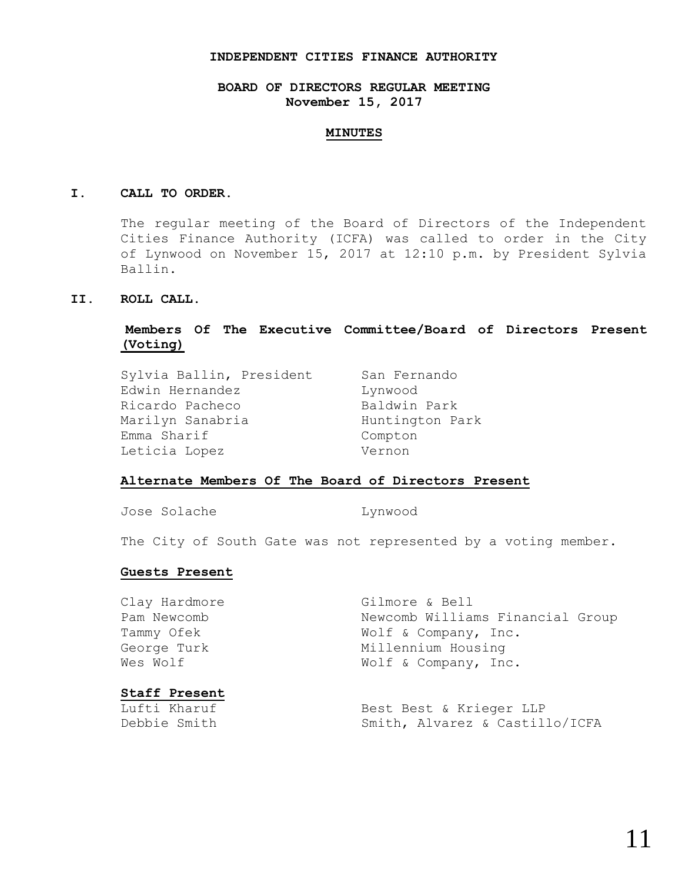**INDEPENDENT CITIES FINANCE AUTHORITY**

**BOARD OF DIRECTORS REGULAR MEETING**
**November 15, 2017**

**MINUTES**

## I. CALL TO ORDER.

The regular meeting of the Board of Directors of the Independent Cities Finance Authority (ICFA) was called to order in the City of Lynwood on November 15, 2017 at 12:10 p.m. by President Sylvia Ballin.

## II. ROLL CALL.

**Members Of The Executive Committee/Board of Directors Present (Voting)**

| | |
|---|---|
| Sylvia Ballin, President | San Fernando |
| Edwin Hernandez | Lynwood |
| Ricardo Pacheco | Baldwin Park |
| Marilyn Sanabria | Huntington Park |
| Emma Sharif | Compton |
| Leticia Lopez | Vernon |

**Alternate Members Of The Board of Directors Present**

| | |
|---|---|
| Jose Solache | Lynwood |

The City of South Gate was not represented by a voting member.

**Guests Present**

| | |
|---|---|
| Clay Hardmore | Gilmore & Bell |
| Pam Newcomb | Newcomb Williams Financial Group |
| Tammy Ofek | Wolf & Company, Inc. |
| George Turk | Millennium Housing |
| Wes Wolf | Wolf & Company, Inc. |

**Staff Present**

| | |
|---|---|
| Lufti Kharuf | Best Best & Krieger LLP |
| Debbie Smith | Smith, Alvarez & Castillo/ICFA |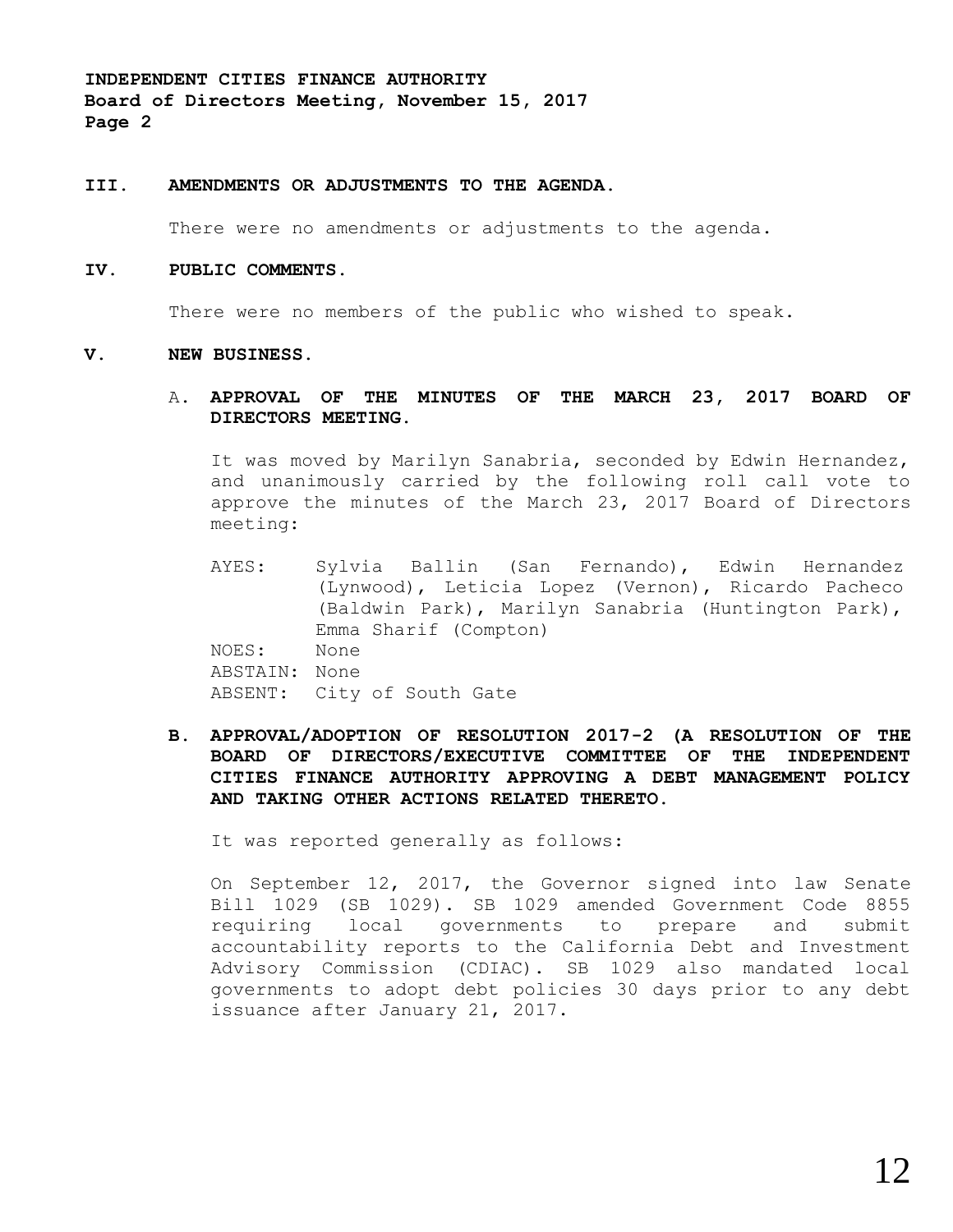### III. AMENDMENTS OR ADJUSTMENTS TO THE AGENDA.

There were no amendments or adjustments to the agenda.

### IV. PUBLIC COMMENTS.

There were no members of the public who wished to speak.

### V. NEW BUSINESS.

**A. APPROVAL OF THE MINUTES OF THE MARCH 23, 2017 BOARD OF DIRECTORS MEETING.**

It was moved by Marilyn Sanabria, seconded by Edwin Hernandez, and unanimously carried by the following roll call vote to approve the minutes of the March 23, 2017 Board of Directors meeting:

AYES: Sylvia Ballin (San Fernando), Edwin Hernandez (Lynwood), Leticia Lopez (Vernon), Ricardo Pacheco (Baldwin Park), Marilyn Sanabria (Huntington Park), Emma Sharif (Compton)
NOES: None
ABSTAIN: None
ABSENT: City of South Gate

**B. APPROVAL/ADOPTION OF RESOLUTION 2017-2 (A RESOLUTION OF THE BOARD OF DIRECTORS/EXECUTIVE COMMITTEE OF THE INDEPENDENT CITIES FINANCE AUTHORITY APPROVING A DEBT MANAGEMENT POLICY AND TAKING OTHER ACTIONS RELATED THERETO.**

It was reported generally as follows:

On September 12, 2017, the Governor signed into law Senate Bill 1029 (SB 1029). SB 1029 amended Government Code 8855 requiring local governments to prepare and submit accountability reports to the California Debt and Investment Advisory Commission (CDIAC). SB 1029 also mandated local governments to adopt debt policies 30 days prior to any debt issuance after January 21, 2017.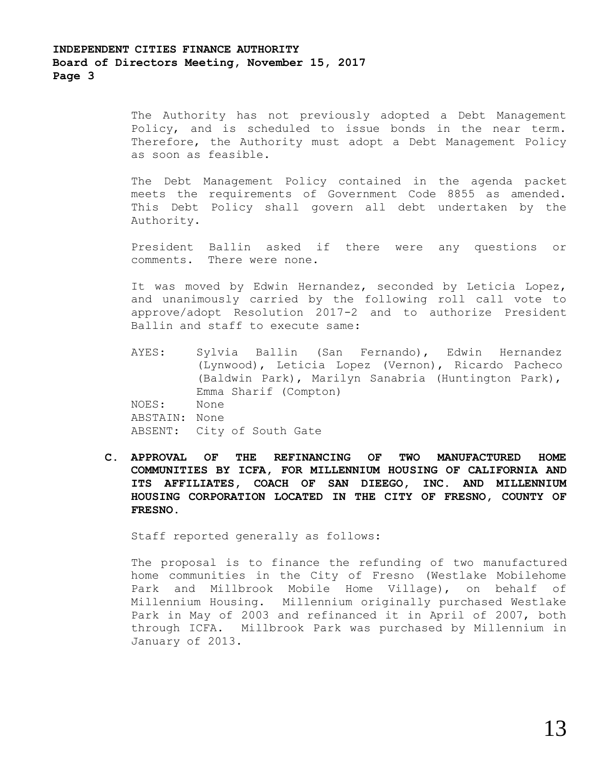The Authority has not previously adopted a Debt Management Policy, and is scheduled to issue bonds in the near term. Therefore, the Authority must adopt a Debt Management Policy as soon as feasible.

The Debt Management Policy contained in the agenda packet meets the requirements of Government Code 8855 as amended. This Debt Policy shall govern all debt undertaken by the Authority.

President Ballin asked if there were any questions or comments. There were none.

It was moved by Edwin Hernandez, seconded by Leticia Lopez, and unanimously carried by the following roll call vote to approve/adopt Resolution 2017-2 and to authorize President Ballin and staff to execute same:

AYES: Sylvia Ballin (San Fernando), Edwin Hernandez (Lynwood), Leticia Lopez (Vernon), Ricardo Pacheco (Baldwin Park), Marilyn Sanabria (Huntington Park), Emma Sharif (Compton)
NOES: None
ABSTAIN: None
ABSENT: City of South Gate

**C. APPROVAL OF THE REFINANCING OF TWO MANUFACTURED HOME COMMUNITIES BY ICFA, FOR MILLENNIUM HOUSING OF CALIFORNIA AND ITS AFFILIATES, COACH OF SAN DIEEGO, INC. AND MILLENNIUM HOUSING CORPORATION LOCATED IN THE CITY OF FRESNO, COUNTY OF FRESNO.**

Staff reported generally as follows:

The proposal is to finance the refunding of two manufactured home communities in the City of Fresno (Westlake Mobilehome Park and Millbrook Mobile Home Village), on behalf of Millennium Housing. Millennium originally purchased Westlake Park in May of 2003 and refinanced it in April of 2007, both through ICFA. Millbrook Park was purchased by Millennium in January of 2013.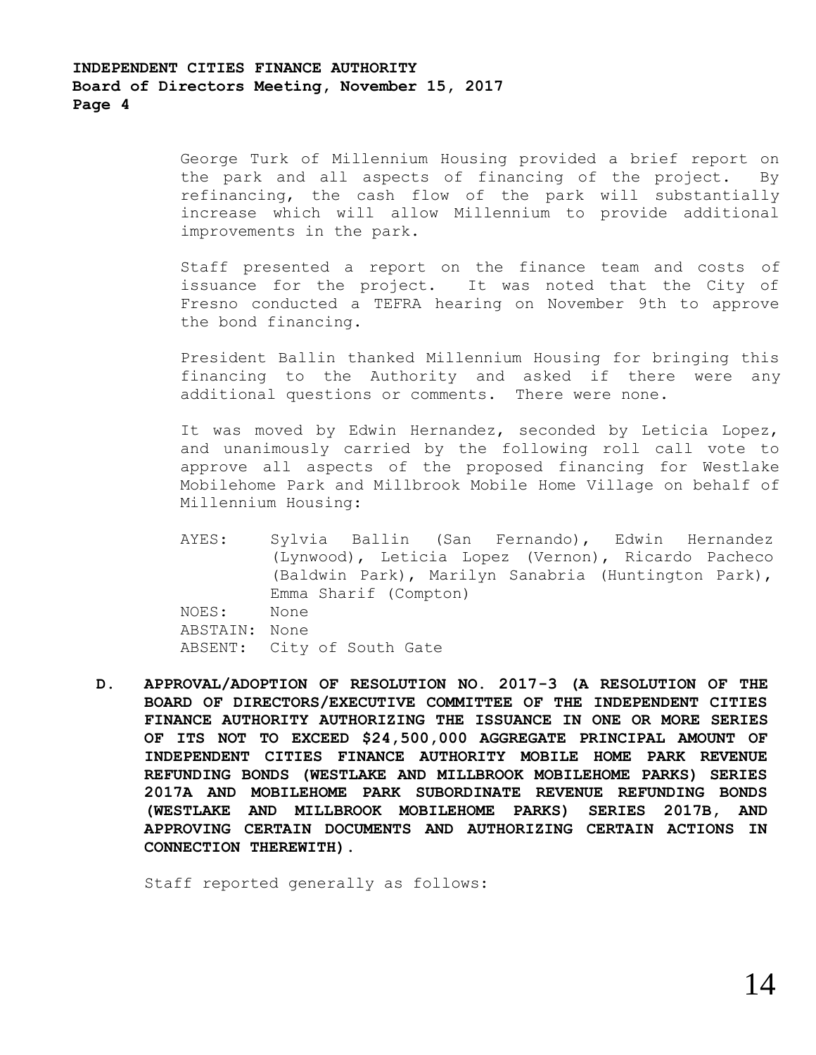George Turk of Millennium Housing provided a brief report on the park and all aspects of financing of the project. By refinancing, the cash flow of the park will substantially increase which will allow Millennium to provide additional improvements in the park.

Staff presented a report on the finance team and costs of issuance for the project. It was noted that the City of Fresno conducted a TEFRA hearing on November 9th to approve the bond financing.

President Ballin thanked Millennium Housing for bringing this financing to the Authority and asked if there were any additional questions or comments. There were none.

It was moved by Edwin Hernandez, seconded by Leticia Lopez, and unanimously carried by the following roll call vote to approve all aspects of the proposed financing for Westlake Mobilehome Park and Millbrook Mobile Home Village on behalf of Millennium Housing:

AYES: Sylvia Ballin (San Fernando), Edwin Hernandez (Lynwood), Leticia Lopez (Vernon), Ricardo Pacheco (Baldwin Park), Marilyn Sanabria (Huntington Park), Emma Sharif (Compton)
NOES: None
ABSTAIN: None
ABSENT: City of South Gate

**D. APPROVAL/ADOPTION OF RESOLUTION NO. 2017-3 (A RESOLUTION OF THE BOARD OF DIRECTORS/EXECUTIVE COMMITTEE OF THE INDEPENDENT CITIES FINANCE AUTHORITY AUTHORIZING THE ISSUANCE IN ONE OR MORE SERIES OF ITS NOT TO EXCEED $24,500,000 AGGREGATE PRINCIPAL AMOUNT OF INDEPENDENT CITIES FINANCE AUTHORITY MOBILE HOME PARK REVENUE REFUNDING BONDS (WESTLAKE AND MILLBROOK MOBILEHOME PARKS) SERIES 2017A AND MOBILEHOME PARK SUBORDINATE REVENUE REFUNDING BONDS (WESTLAKE AND MILLBROOK MOBILEHOME PARKS) SERIES 2017B, AND APPROVING CERTAIN DOCUMENTS AND AUTHORIZING CERTAIN ACTIONS IN CONNECTION THEREWITH).**

Staff reported generally as follows: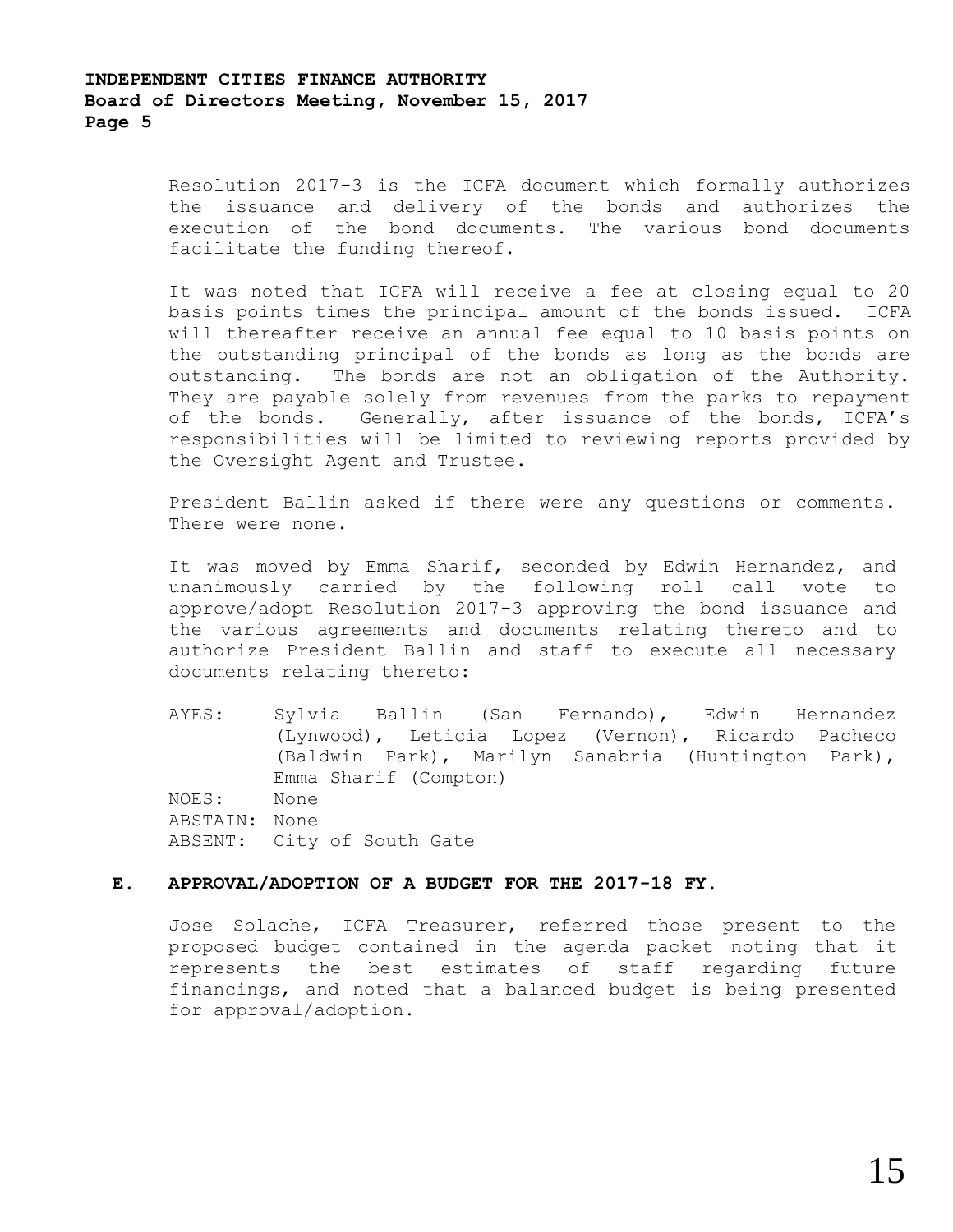Resolution 2017-3 is the ICFA document which formally authorizes the issuance and delivery of the bonds and authorizes the execution of the bond documents. The various bond documents facilitate the funding thereof.

It was noted that ICFA will receive a fee at closing equal to 20 basis points times the principal amount of the bonds issued. ICFA will thereafter receive an annual fee equal to 10 basis points on the outstanding principal of the bonds as long as the bonds are outstanding. The bonds are not an obligation of the Authority. They are payable solely from revenues from the parks to repayment of the bonds. Generally, after issuance of the bonds, ICFA's responsibilities will be limited to reviewing reports provided by the Oversight Agent and Trustee.

President Ballin asked if there were any questions or comments. There were none.

It was moved by Emma Sharif, seconded by Edwin Hernandez, and unanimously carried by the following roll call vote to approve/adopt Resolution 2017-3 approving the bond issuance and the various agreements and documents relating thereto and to authorize President Ballin and staff to execute all necessary documents relating thereto:

AYES: Sylvia Ballin (San Fernando), Edwin Hernandez (Lynwood), Leticia Lopez (Vernon), Ricardo Pacheco (Baldwin Park), Marilyn Sanabria (Huntington Park), Emma Sharif (Compton)
NOES: None
ABSTAIN: None
ABSENT: City of South Gate

**E. APPROVAL/ADOPTION OF A BUDGET FOR THE 2017-18 FY.**

Jose Solache, ICFA Treasurer, referred those present to the proposed budget contained in the agenda packet noting that it represents the best estimates of staff regarding future financings, and noted that a balanced budget is being presented for approval/adoption.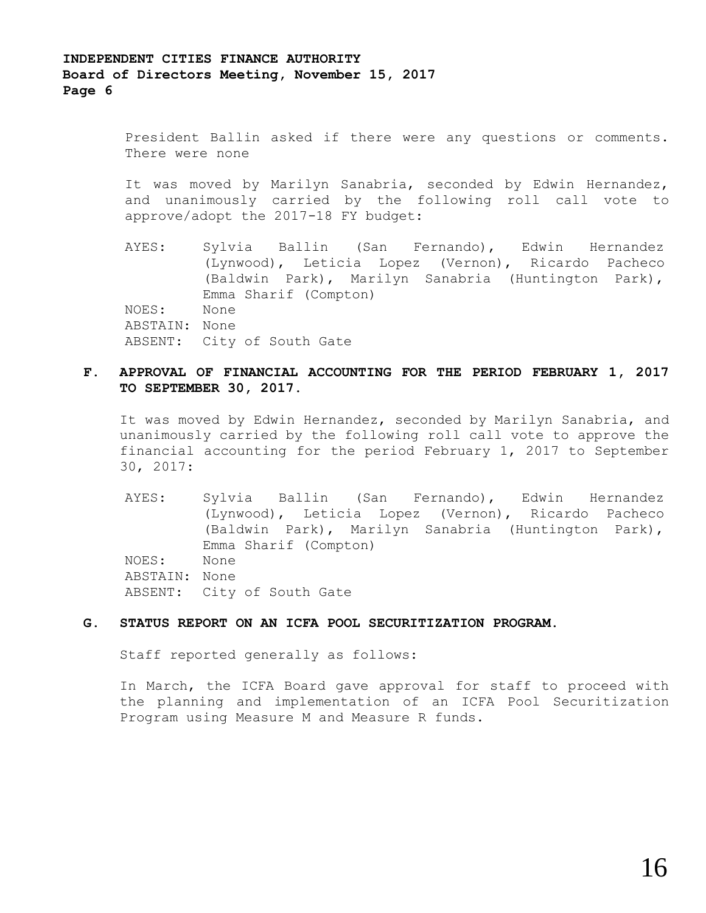President Ballin asked if there were any questions or comments. There were none

It was moved by Marilyn Sanabria, seconded by Edwin Hernandez, and unanimously carried by the following roll call vote to approve/adopt the 2017-18 FY budget:

AYES: Sylvia Ballin (San Fernando), Edwin Hernandez (Lynwood), Leticia Lopez (Vernon), Ricardo Pacheco (Baldwin Park), Marilyn Sanabria (Huntington Park), Emma Sharif (Compton)
NOES: None
ABSTAIN: None
ABSENT: City of South Gate

### F. APPROVAL OF FINANCIAL ACCOUNTING FOR THE PERIOD FEBRUARY 1, 2017 TO SEPTEMBER 30, 2017.

It was moved by Edwin Hernandez, seconded by Marilyn Sanabria, and unanimously carried by the following roll call vote to approve the financial accounting for the period February 1, 2017 to September 30, 2017:

AYES: Sylvia Ballin (San Fernando), Edwin Hernandez (Lynwood), Leticia Lopez (Vernon), Ricardo Pacheco (Baldwin Park), Marilyn Sanabria (Huntington Park), Emma Sharif (Compton)
NOES: None
ABSTAIN: None
ABSENT: City of South Gate

### G. STATUS REPORT ON AN ICFA POOL SECURITIZATION PROGRAM.

Staff reported generally as follows:

In March, the ICFA Board gave approval for staff to proceed with the planning and implementation of an ICFA Pool Securitization Program using Measure M and Measure R funds.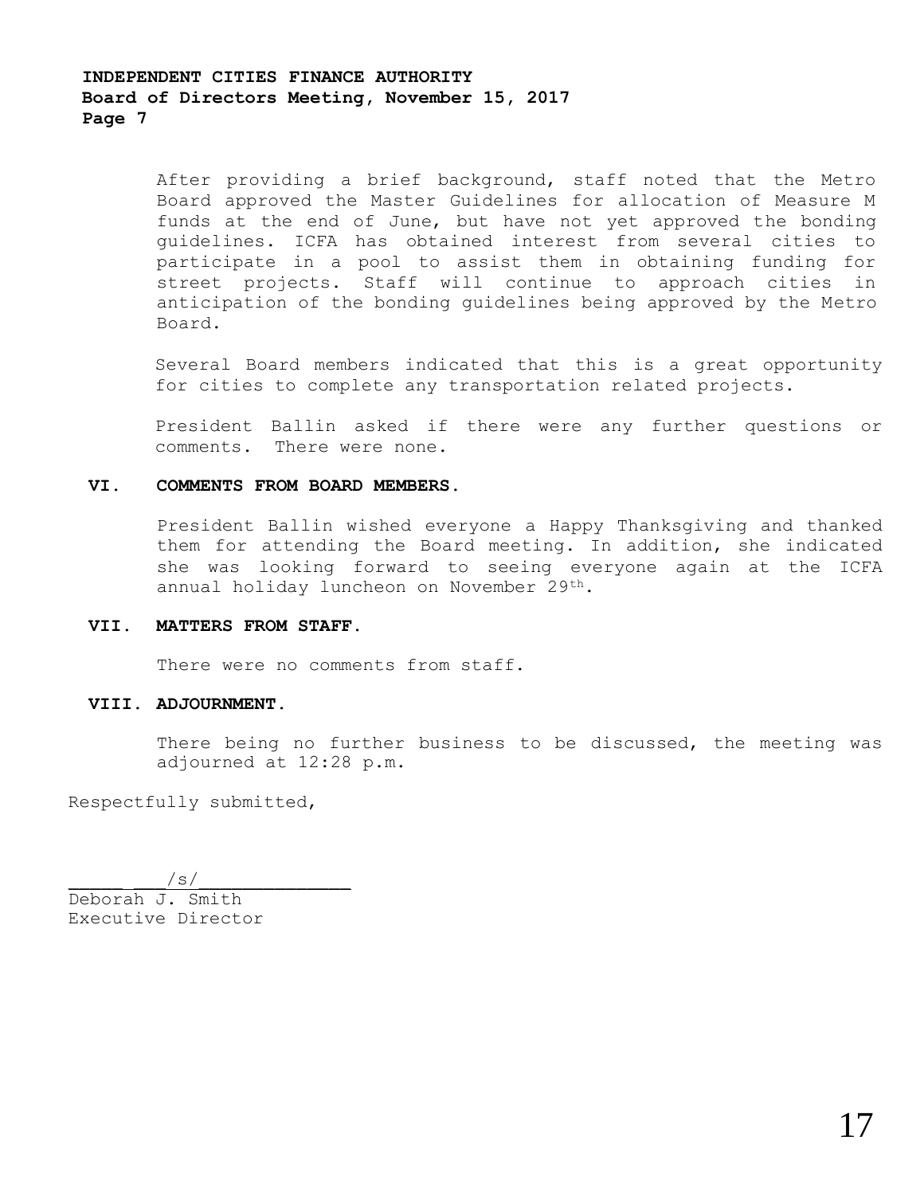After providing a brief background, staff noted that the Metro Board approved the Master Guidelines for allocation of Measure M funds at the end of June, but have not yet approved the bonding guidelines. ICFA has obtained interest from several cities to participate in a pool to assist them in obtaining funding for street projects. Staff will continue to approach cities in anticipation of the bonding guidelines being approved by the Metro Board.

Several Board members indicated that this is a great opportunity for cities to complete any transportation related projects.

President Ballin asked if there were any further questions or comments. There were none.

**VI. COMMENTS FROM BOARD MEMBERS.**

President Ballin wished everyone a Happy Thanksgiving and thanked them for attending the Board meeting. In addition, she indicated she was looking forward to seeing everyone again at the ICFA annual holiday luncheon on November 29th.

**VII. MATTERS FROM STAFF.**

There were no comments from staff.

**VIII. ADJOURNMENT.**

There being no further business to be discussed, the meeting was adjourned at 12:28 p.m.

Respectfully submitted,

/s/

Deborah J. Smith
Executive Director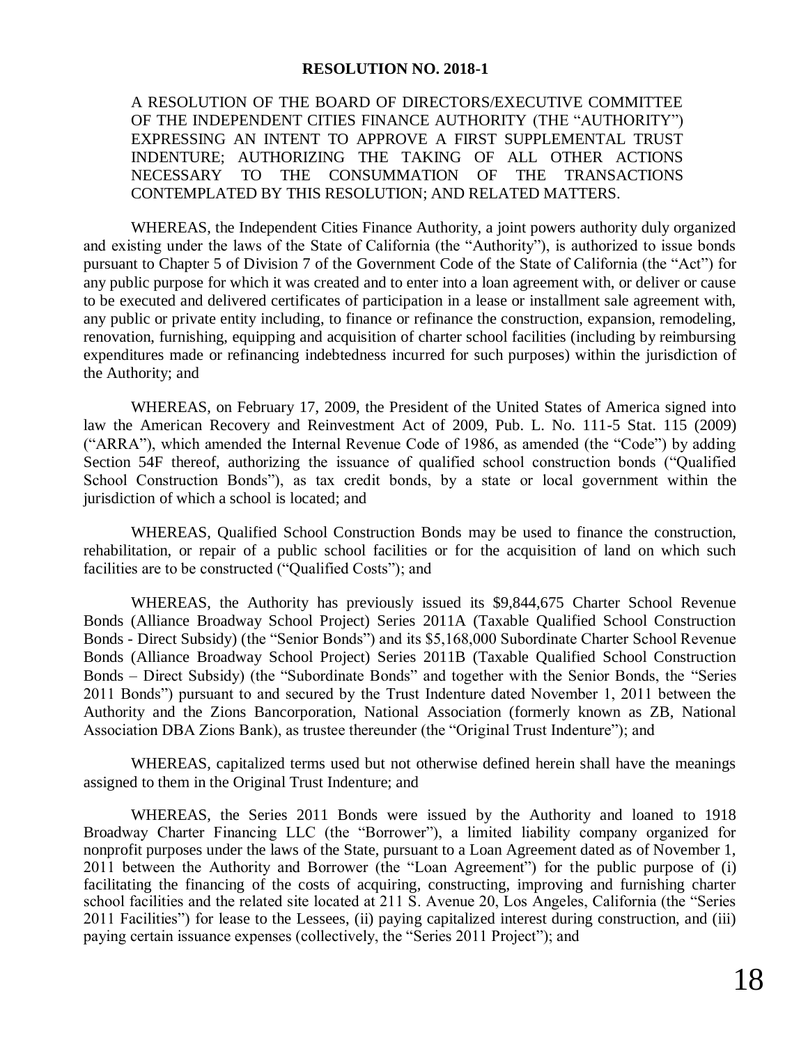**RESOLUTION NO. 2018-1**

A RESOLUTION OF THE BOARD OF DIRECTORS/EXECUTIVE COMMITTEE OF THE INDEPENDENT CITIES FINANCE AUTHORITY (THE "AUTHORITY") EXPRESSING AN INTENT TO APPROVE A FIRST SUPPLEMENTAL TRUST INDENTURE; AUTHORIZING THE TAKING OF ALL OTHER ACTIONS NECESSARY TO THE CONSUMMATION OF THE TRANSACTIONS CONTEMPLATED BY THIS RESOLUTION; AND RELATED MATTERS.

WHEREAS, the Independent Cities Finance Authority, a joint powers authority duly organized and existing under the laws of the State of California (the "Authority"), is authorized to issue bonds pursuant to Chapter 5 of Division 7 of the Government Code of the State of California (the "Act") for any public purpose for which it was created and to enter into a loan agreement with, or deliver or cause to be executed and delivered certificates of participation in a lease or installment sale agreement with, any public or private entity including, to finance or refinance the construction, expansion, remodeling, renovation, furnishing, equipping and acquisition of charter school facilities (including by reimbursing expenditures made or refinancing indebtedness incurred for such purposes) within the jurisdiction of the Authority; and

WHEREAS, on February 17, 2009, the President of the United States of America signed into law the American Recovery and Reinvestment Act of 2009, Pub. L. No. 111-5 Stat. 115 (2009) ("ARRA"), which amended the Internal Revenue Code of 1986, as amended (the "Code") by adding Section 54F thereof, authorizing the issuance of qualified school construction bonds ("Qualified School Construction Bonds"), as tax credit bonds, by a state or local government within the jurisdiction of which a school is located; and

WHEREAS, Qualified School Construction Bonds may be used to finance the construction, rehabilitation, or repair of a public school facilities or for the acquisition of land on which such facilities are to be constructed ("Qualified Costs"); and

WHEREAS, the Authority has previously issued its $9,844,675 Charter School Revenue Bonds (Alliance Broadway School Project) Series 2011A (Taxable Qualified School Construction Bonds - Direct Subsidy) (the "Senior Bonds") and its $5,168,000 Subordinate Charter School Revenue Bonds (Alliance Broadway School Project) Series 2011B (Taxable Qualified School Construction Bonds – Direct Subsidy) (the "Subordinate Bonds" and together with the Senior Bonds, the "Series 2011 Bonds") pursuant to and secured by the Trust Indenture dated November 1, 2011 between the Authority and the Zions Bancorporation, National Association (formerly known as ZB, National Association DBA Zions Bank), as trustee thereunder (the "Original Trust Indenture"); and

WHEREAS, capitalized terms used but not otherwise defined herein shall have the meanings assigned to them in the Original Trust Indenture; and

WHEREAS, the Series 2011 Bonds were issued by the Authority and loaned to 1918 Broadway Charter Financing LLC (the "Borrower"), a limited liability company organized for nonprofit purposes under the laws of the State, pursuant to a Loan Agreement dated as of November 1, 2011 between the Authority and Borrower (the "Loan Agreement") for the public purpose of (i) facilitating the financing of the costs of acquiring, constructing, improving and furnishing charter school facilities and the related site located at 211 S. Avenue 20, Los Angeles, California (the "Series 2011 Facilities") for lease to the Lessees, (ii) paying capitalized interest during construction, and (iii) paying certain issuance expenses (collectively, the "Series 2011 Project"); and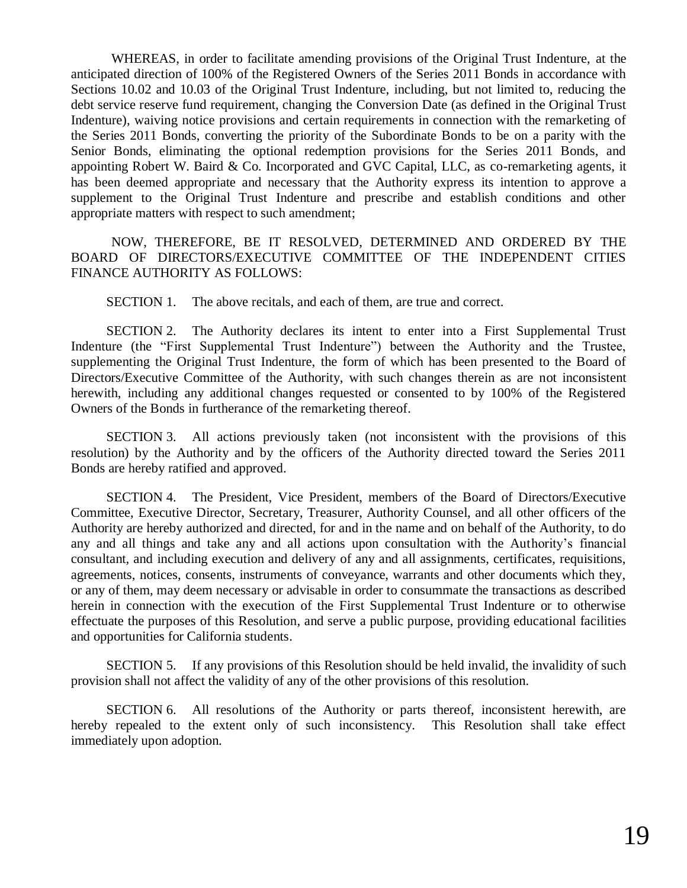WHEREAS, in order to facilitate amending provisions of the Original Trust Indenture, at the anticipated direction of 100% of the Registered Owners of the Series 2011 Bonds in accordance with Sections 10.02 and 10.03 of the Original Trust Indenture, including, but not limited to, reducing the debt service reserve fund requirement, changing the Conversion Date (as defined in the Original Trust Indenture), waiving notice provisions and certain requirements in connection with the remarketing of the Series 2011 Bonds, converting the priority of the Subordinate Bonds to be on a parity with the Senior Bonds, eliminating the optional redemption provisions for the Series 2011 Bonds, and appointing Robert W. Baird & Co. Incorporated and GVC Capital, LLC, as co-remarketing agents, it has been deemed appropriate and necessary that the Authority express its intention to approve a supplement to the Original Trust Indenture and prescribe and establish conditions and other appropriate matters with respect to such amendment;

NOW, THEREFORE, BE IT RESOLVED, DETERMINED AND ORDERED BY THE BOARD OF DIRECTORS/EXECUTIVE COMMITTEE OF THE INDEPENDENT CITIES FINANCE AUTHORITY AS FOLLOWS:

SECTION 1. The above recitals, and each of them, are true and correct.

SECTION 2. The Authority declares its intent to enter into a First Supplemental Trust Indenture (the "First Supplemental Trust Indenture") between the Authority and the Trustee, supplementing the Original Trust Indenture, the form of which has been presented to the Board of Directors/Executive Committee of the Authority, with such changes therein as are not inconsistent herewith, including any additional changes requested or consented to by 100% of the Registered Owners of the Bonds in furtherance of the remarketing thereof.

SECTION 3. All actions previously taken (not inconsistent with the provisions of this resolution) by the Authority and by the officers of the Authority directed toward the Series 2011 Bonds are hereby ratified and approved.

SECTION 4. The President, Vice President, members of the Board of Directors/Executive Committee, Executive Director, Secretary, Treasurer, Authority Counsel, and all other officers of the Authority are hereby authorized and directed, for and in the name and on behalf of the Authority, to do any and all things and take any and all actions upon consultation with the Authority's financial consultant, and including execution and delivery of any and all assignments, certificates, requisitions, agreements, notices, consents, instruments of conveyance, warrants and other documents which they, or any of them, may deem necessary or advisable in order to consummate the transactions as described herein in connection with the execution of the First Supplemental Trust Indenture or to otherwise effectuate the purposes of this Resolution, and serve a public purpose, providing educational facilities and opportunities for California students.

SECTION 5. If any provisions of this Resolution should be held invalid, the invalidity of such provision shall not affect the validity of any of the other provisions of this resolution.

SECTION 6. All resolutions of the Authority or parts thereof, inconsistent herewith, are hereby repealed to the extent only of such inconsistency. This Resolution shall take effect immediately upon adoption.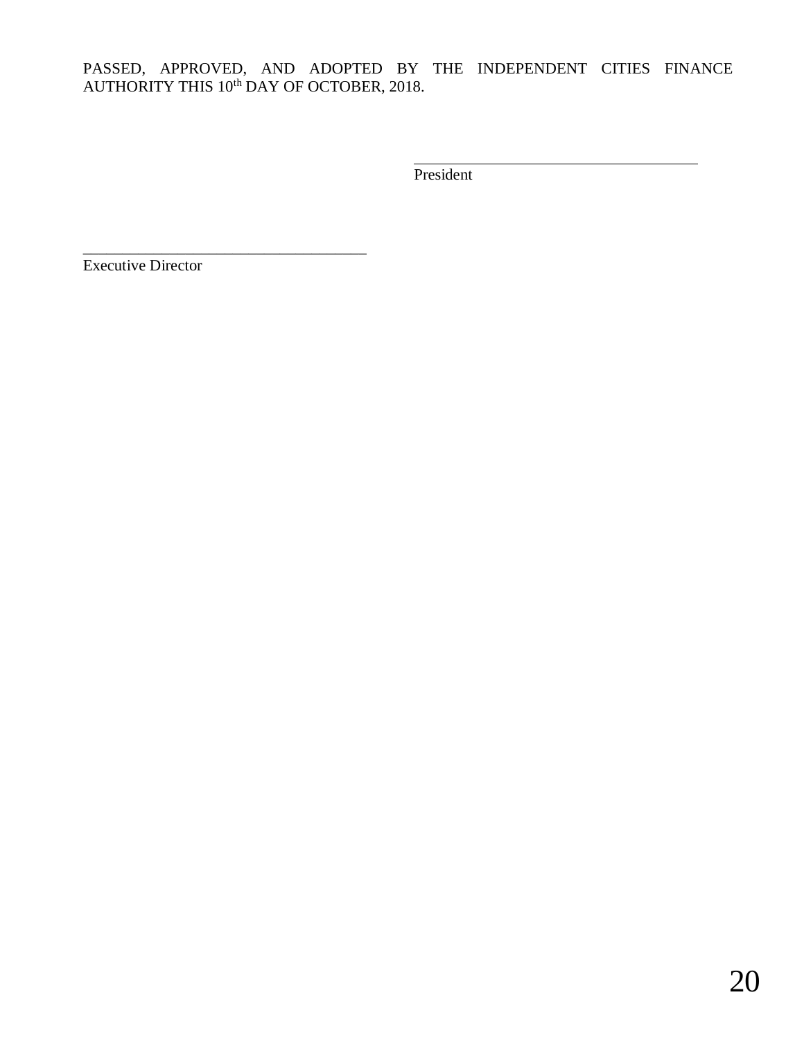PASSED, APPROVED, AND ADOPTED BY THE INDEPENDENT CITIES FINANCE AUTHORITY THIS 10th DAY OF OCTOBER, 2018.

\_\_\_\_\_\_\_\_\_\_\_\_\_\_\_\_\_\_\_\_\_\_\_\_\_\_\_\_\_\_\_\_\_\_\_\_\_\_
President

\_\_\_\_\_\_\_\_\_\_\_\_\_\_\_\_\_\_\_\_\_\_\_\_\_\_\_\_\_\_\_\_\_\_\_\_\_\_
Executive Director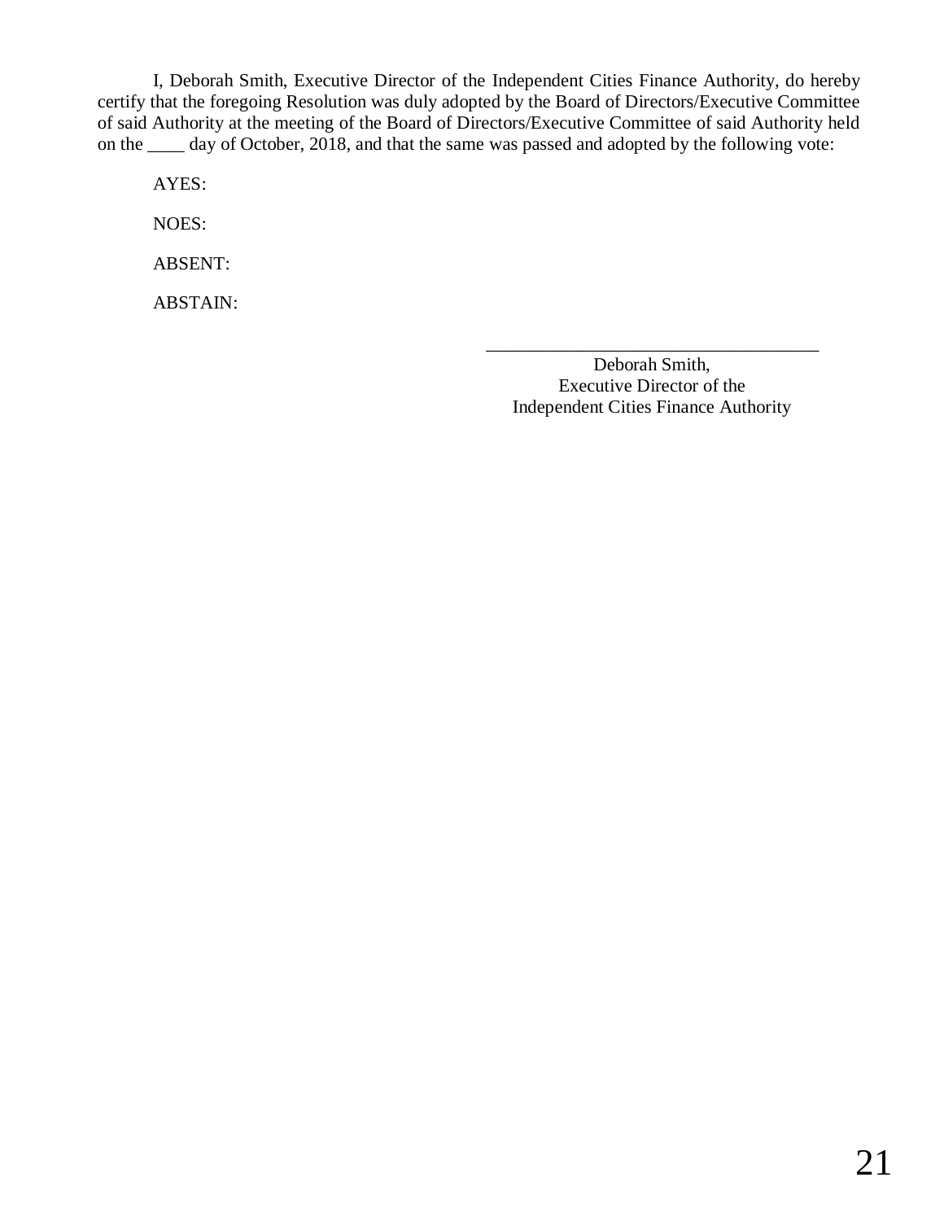I, Deborah Smith, Executive Director of the Independent Cities Finance Authority, do hereby certify that the foregoing Resolution was duly adopted by the Board of Directors/Executive Committee of said Authority at the meeting of the Board of Directors/Executive Committee of said Authority held on the ____ day of October, 2018, and that the same was passed and adopted by the following vote:

AYES:

NOES:

ABSENT:

ABSTAIN:

_____________________________________

Deborah Smith,
Executive Director of the
Independent Cities Finance Authority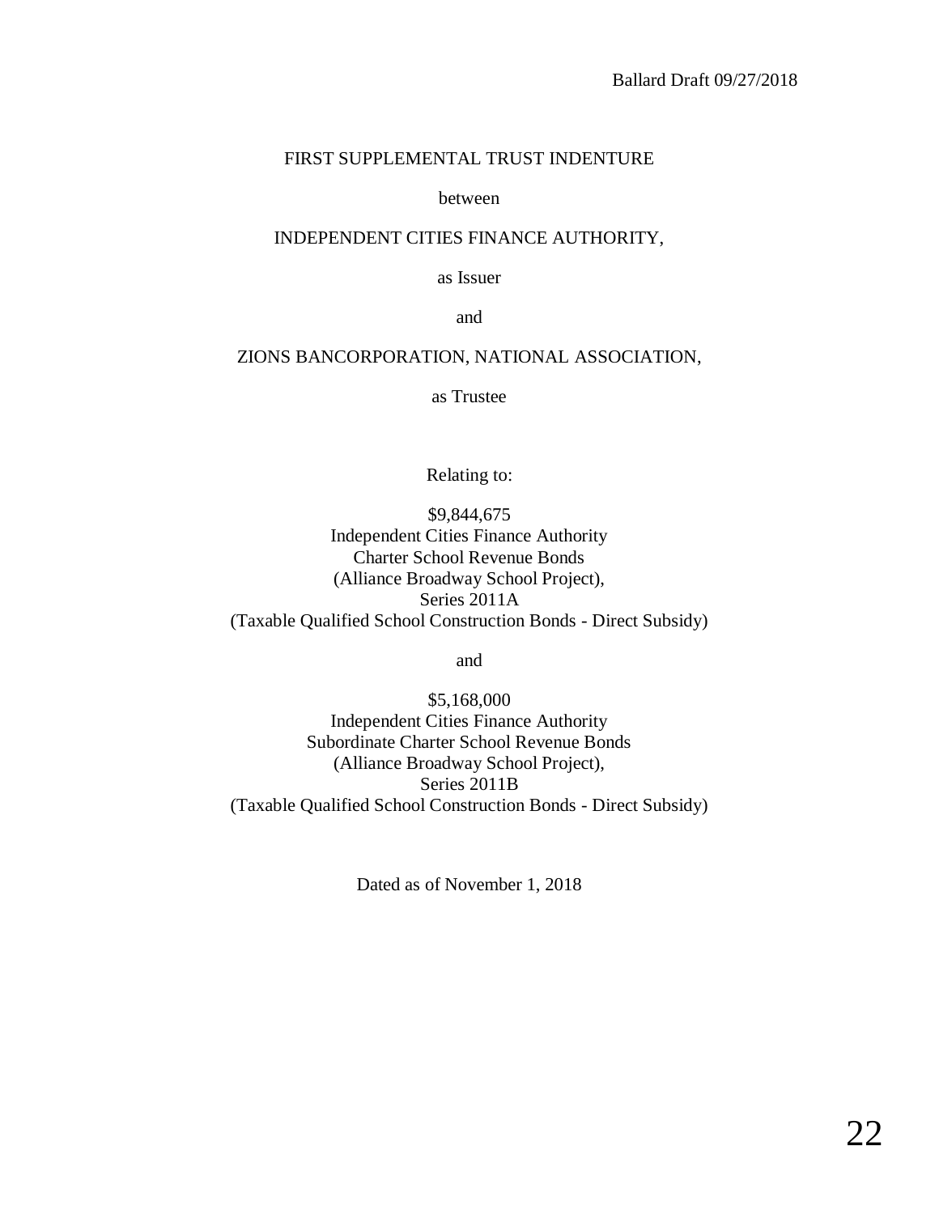Ballard Draft 09/27/2018

# FIRST SUPPLEMENTAL TRUST INDENTURE

between

INDEPENDENT CITIES FINANCE AUTHORITY,

as Issuer

and

ZIONS BANCORPORATION, NATIONAL ASSOCIATION,

as Trustee

Relating to:

$9,844,675
Independent Cities Finance Authority
Charter School Revenue Bonds
(Alliance Broadway School Project),
Series 2011A
(Taxable Qualified School Construction Bonds - Direct Subsidy)

and

$5,168,000
Independent Cities Finance Authority
Subordinate Charter School Revenue Bonds
(Alliance Broadway School Project),
Series 2011B
(Taxable Qualified School Construction Bonds - Direct Subsidy)

Dated as of November 1, 2018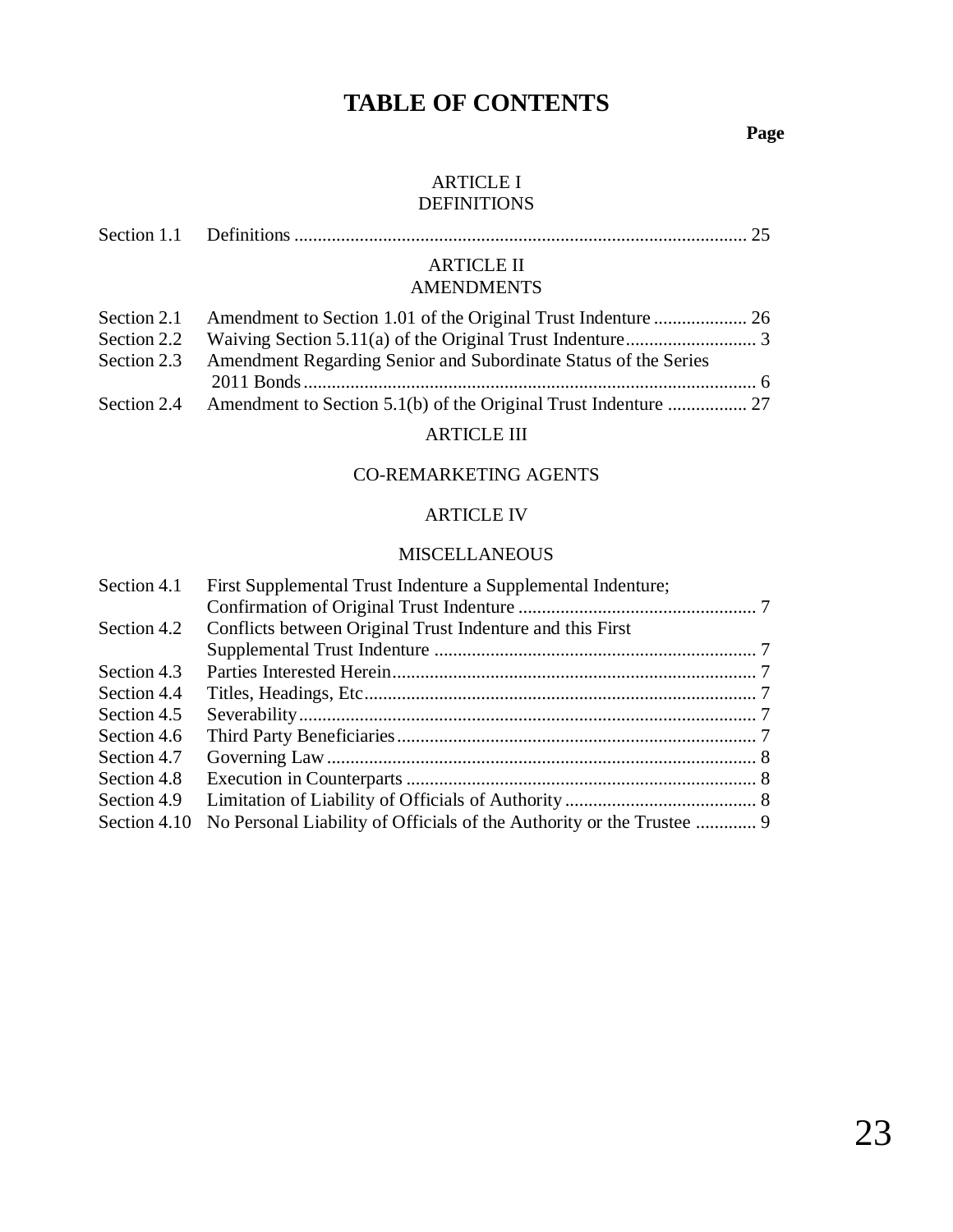# TABLE OF CONTENTS

**Page**

ARTICLE I
DEFINITIONS

| | | |
|---|---|---|
| Section 1.1 | Definitions | 25 |

ARTICLE II
AMENDMENTS

| | | |
|---|---|---|
| Section 2.1 | Amendment to Section 1.01 of the Original Trust Indenture | 26 |
| Section 2.2 | Waiving Section 5.11(a) of the Original Trust Indenture | 3 |
| Section 2.3 | Amendment Regarding Senior and Subordinate Status of the Series 2011 Bonds | 6 |
| Section 2.4 | Amendment to Section 5.1(b) of the Original Trust Indenture | 27 |

ARTICLE III

CO-REMARKETING AGENTS

ARTICLE IV

MISCELLANEOUS

| | | |
|---|---|---|
| Section 4.1 | First Supplemental Trust Indenture a Supplemental Indenture; Confirmation of Original Trust Indenture | 7 |
| Section 4.2 | Conflicts between Original Trust Indenture and this First Supplemental Trust Indenture | 7 |
| Section 4.3 | Parties Interested Herein | 7 |
| Section 4.4 | Titles, Headings, Etc | 7 |
| Section 4.5 | Severability | 7 |
| Section 4.6 | Third Party Beneficiaries | 7 |
| Section 4.7 | Governing Law | 8 |
| Section 4.8 | Execution in Counterparts | 8 |
| Section 4.9 | Limitation of Liability of Officials of Authority | 8 |
| Section 4.10 | No Personal Liability of Officials of the Authority or the Trustee | 9 |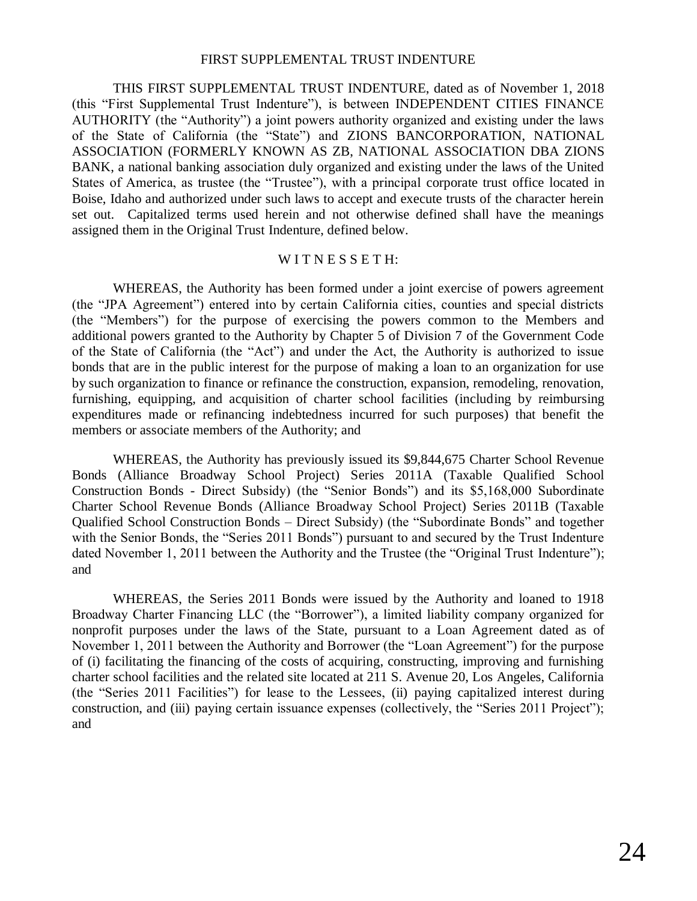# FIRST SUPPLEMENTAL TRUST INDENTURE

THIS FIRST SUPPLEMENTAL TRUST INDENTURE, dated as of November 1, 2018 (this "First Supplemental Trust Indenture"), is between INDEPENDENT CITIES FINANCE AUTHORITY (the "Authority") a joint powers authority organized and existing under the laws of the State of California (the "State") and ZIONS BANCORPORATION, NATIONAL ASSOCIATION (FORMERLY KNOWN AS ZB, NATIONAL ASSOCIATION DBA ZIONS BANK, a national banking association duly organized and existing under the laws of the United States of America, as trustee (the "Trustee"), with a principal corporate trust office located in Boise, Idaho and authorized under such laws to accept and execute trusts of the character herein set out. Capitalized terms used herein and not otherwise defined shall have the meanings assigned them in the Original Trust Indenture, defined below.

## W I T N E S S E T H:

WHEREAS, the Authority has been formed under a joint exercise of powers agreement (the "JPA Agreement") entered into by certain California cities, counties and special districts (the "Members") for the purpose of exercising the powers common to the Members and additional powers granted to the Authority by Chapter 5 of Division 7 of the Government Code of the State of California (the "Act") and under the Act, the Authority is authorized to issue bonds that are in the public interest for the purpose of making a loan to an organization for use by such organization to finance or refinance the construction, expansion, remodeling, renovation, furnishing, equipping, and acquisition of charter school facilities (including by reimbursing expenditures made or refinancing indebtedness incurred for such purposes) that benefit the members or associate members of the Authority; and

WHEREAS, the Authority has previously issued its $9,844,675 Charter School Revenue Bonds (Alliance Broadway School Project) Series 2011A (Taxable Qualified School Construction Bonds - Direct Subsidy) (the "Senior Bonds") and its $5,168,000 Subordinate Charter School Revenue Bonds (Alliance Broadway School Project) Series 2011B (Taxable Qualified School Construction Bonds – Direct Subsidy) (the "Subordinate Bonds" and together with the Senior Bonds, the "Series 2011 Bonds") pursuant to and secured by the Trust Indenture dated November 1, 2011 between the Authority and the Trustee (the "Original Trust Indenture"); and

WHEREAS, the Series 2011 Bonds were issued by the Authority and loaned to 1918 Broadway Charter Financing LLC (the "Borrower"), a limited liability company organized for nonprofit purposes under the laws of the State, pursuant to a Loan Agreement dated as of November 1, 2011 between the Authority and Borrower (the "Loan Agreement") for the purpose of (i) facilitating the financing of the costs of acquiring, constructing, improving and furnishing charter school facilities and the related site located at 211 S. Avenue 20, Los Angeles, California (the "Series 2011 Facilities") for lease to the Lessees, (ii) paying capitalized interest during construction, and (iii) paying certain issuance expenses (collectively, the "Series 2011 Project"); and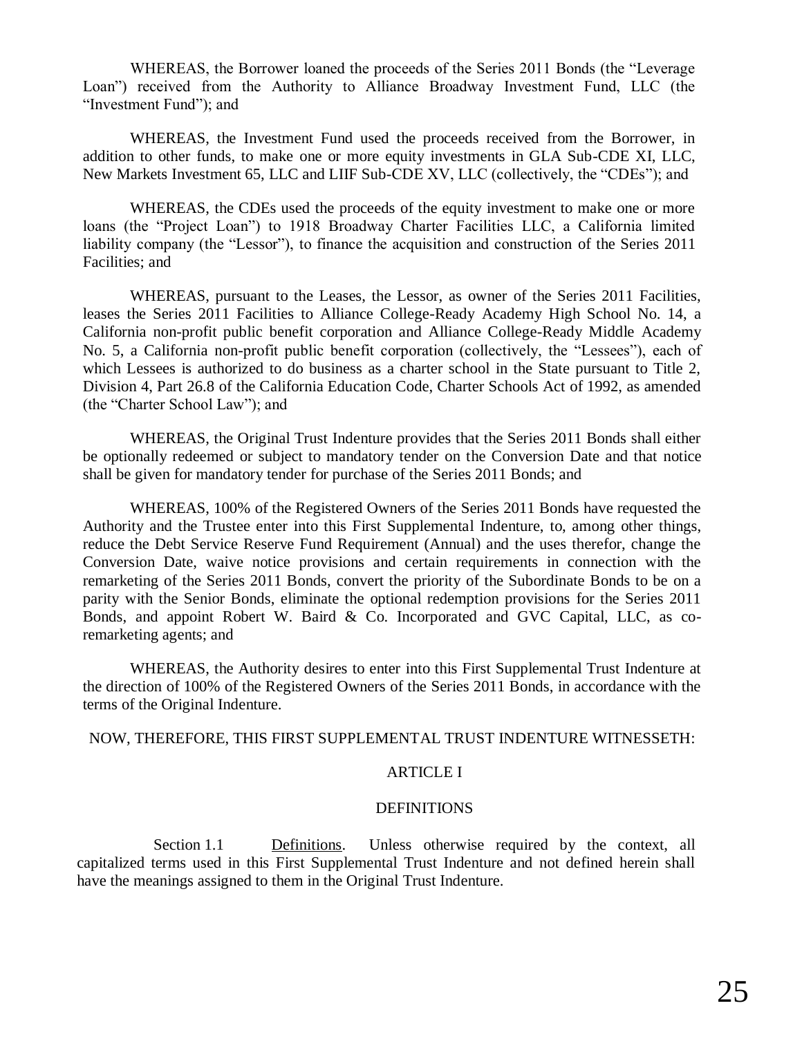WHEREAS, the Borrower loaned the proceeds of the Series 2011 Bonds (the "Leverage Loan") received from the Authority to Alliance Broadway Investment Fund, LLC (the "Investment Fund"); and

WHEREAS, the Investment Fund used the proceeds received from the Borrower, in addition to other funds, to make one or more equity investments in GLA Sub-CDE XI, LLC, New Markets Investment 65, LLC and LIIF Sub-CDE XV, LLC (collectively, the "CDEs"); and

WHEREAS, the CDEs used the proceeds of the equity investment to make one or more loans (the "Project Loan") to 1918 Broadway Charter Facilities LLC, a California limited liability company (the "Lessor"), to finance the acquisition and construction of the Series 2011 Facilities; and

WHEREAS, pursuant to the Leases, the Lessor, as owner of the Series 2011 Facilities, leases the Series 2011 Facilities to Alliance College-Ready Academy High School No. 14, a California non-profit public benefit corporation and Alliance College-Ready Middle Academy No. 5, a California non-profit public benefit corporation (collectively, the "Lessees"), each of which Lessees is authorized to do business as a charter school in the State pursuant to Title 2, Division 4, Part 26.8 of the California Education Code, Charter Schools Act of 1992, as amended (the "Charter School Law"); and

WHEREAS, the Original Trust Indenture provides that the Series 2011 Bonds shall either be optionally redeemed or subject to mandatory tender on the Conversion Date and that notice shall be given for mandatory tender for purchase of the Series 2011 Bonds; and

WHEREAS, 100% of the Registered Owners of the Series 2011 Bonds have requested the Authority and the Trustee enter into this First Supplemental Indenture, to, among other things, reduce the Debt Service Reserve Fund Requirement (Annual) and the uses therefor, change the Conversion Date, waive notice provisions and certain requirements in connection with the remarketing of the Series 2011 Bonds, convert the priority of the Subordinate Bonds to be on a parity with the Senior Bonds, eliminate the optional redemption provisions for the Series 2011 Bonds, and appoint Robert W. Baird & Co. Incorporated and GVC Capital, LLC, as co-remarketing agents; and

WHEREAS, the Authority desires to enter into this First Supplemental Trust Indenture at the direction of 100% of the Registered Owners of the Series 2011 Bonds, in accordance with the terms of the Original Indenture.

NOW, THEREFORE, THIS FIRST SUPPLEMENTAL TRUST INDENTURE WITNESSETH:

## ARTICLE I

## DEFINITIONS

Section 1.1 Definitions. Unless otherwise required by the context, all capitalized terms used in this First Supplemental Trust Indenture and not defined herein shall have the meanings assigned to them in the Original Trust Indenture.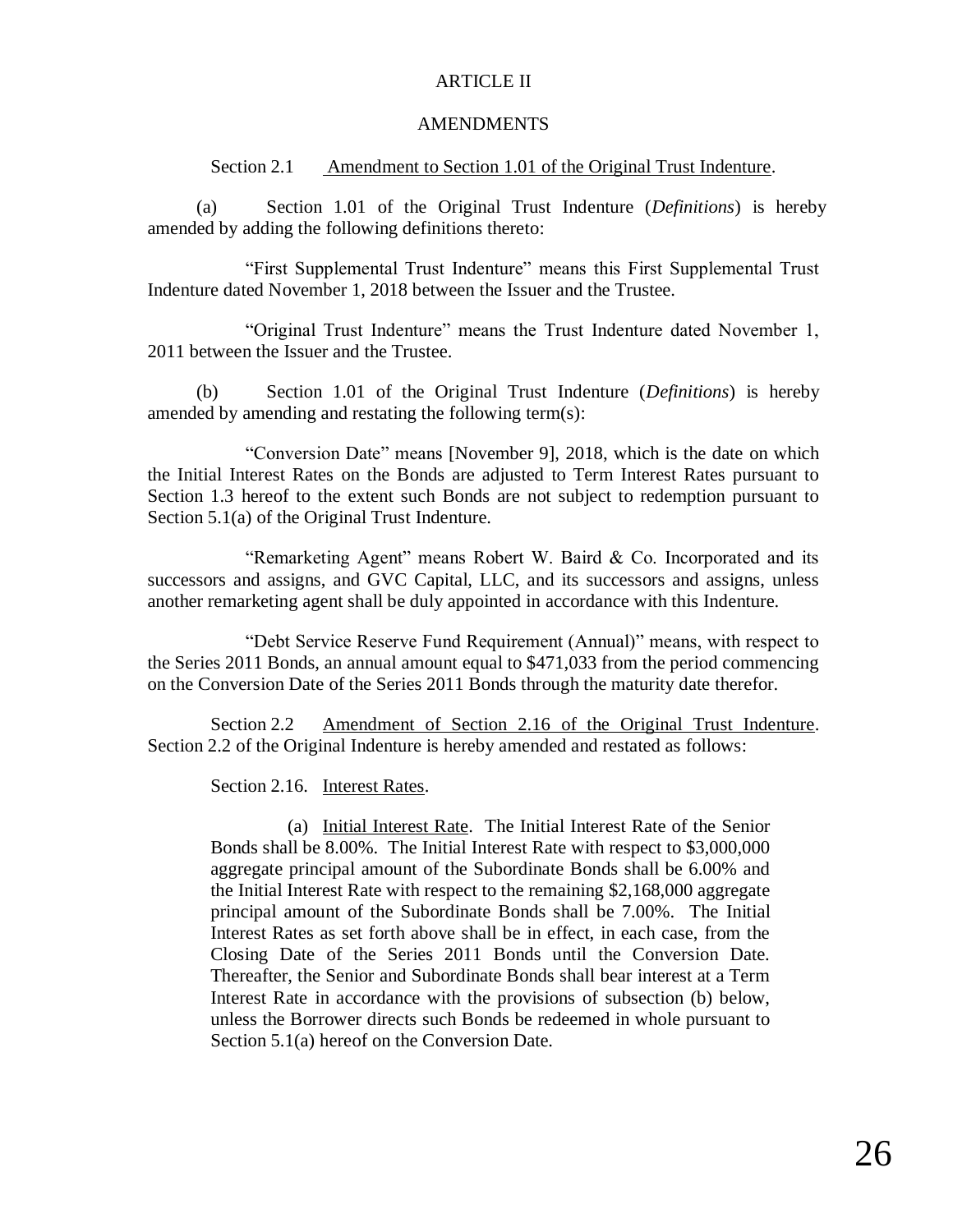## ARTICLE II

## AMENDMENTS

Section 2.1 Amendment to Section 1.01 of the Original Trust Indenture.

(a) Section 1.01 of the Original Trust Indenture (*Definitions*) is hereby amended by adding the following definitions thereto:

"First Supplemental Trust Indenture" means this First Supplemental Trust Indenture dated November 1, 2018 between the Issuer and the Trustee.

"Original Trust Indenture" means the Trust Indenture dated November 1, 2011 between the Issuer and the Trustee.

(b) Section 1.01 of the Original Trust Indenture (*Definitions*) is hereby amended by amending and restating the following term(s):

"Conversion Date" means [November 9], 2018, which is the date on which the Initial Interest Rates on the Bonds are adjusted to Term Interest Rates pursuant to Section 1.3 hereof to the extent such Bonds are not subject to redemption pursuant to Section 5.1(a) of the Original Trust Indenture.

"Remarketing Agent" means Robert W. Baird & Co. Incorporated and its successors and assigns, and GVC Capital, LLC, and its successors and assigns, unless another remarketing agent shall be duly appointed in accordance with this Indenture.

"Debt Service Reserve Fund Requirement (Annual)" means, with respect to the Series 2011 Bonds, an annual amount equal to $471,033 from the period commencing on the Conversion Date of the Series 2011 Bonds through the maturity date therefor.

Section 2.2 Amendment of Section 2.16 of the Original Trust Indenture. Section 2.2 of the Original Indenture is hereby amended and restated as follows:

> Section 2.16. Interest Rates.
>
> (a) Initial Interest Rate. The Initial Interest Rate of the Senior Bonds shall be 8.00%. The Initial Interest Rate with respect to $3,000,000 aggregate principal amount of the Subordinate Bonds shall be 6.00% and the Initial Interest Rate with respect to the remaining $2,168,000 aggregate principal amount of the Subordinate Bonds shall be 7.00%. The Initial Interest Rates as set forth above shall be in effect, in each case, from the Closing Date of the Series 2011 Bonds until the Conversion Date. Thereafter, the Senior and Subordinate Bonds shall bear interest at a Term Interest Rate in accordance with the provisions of subsection (b) below, unless the Borrower directs such Bonds be redeemed in whole pursuant to Section 5.1(a) hereof on the Conversion Date.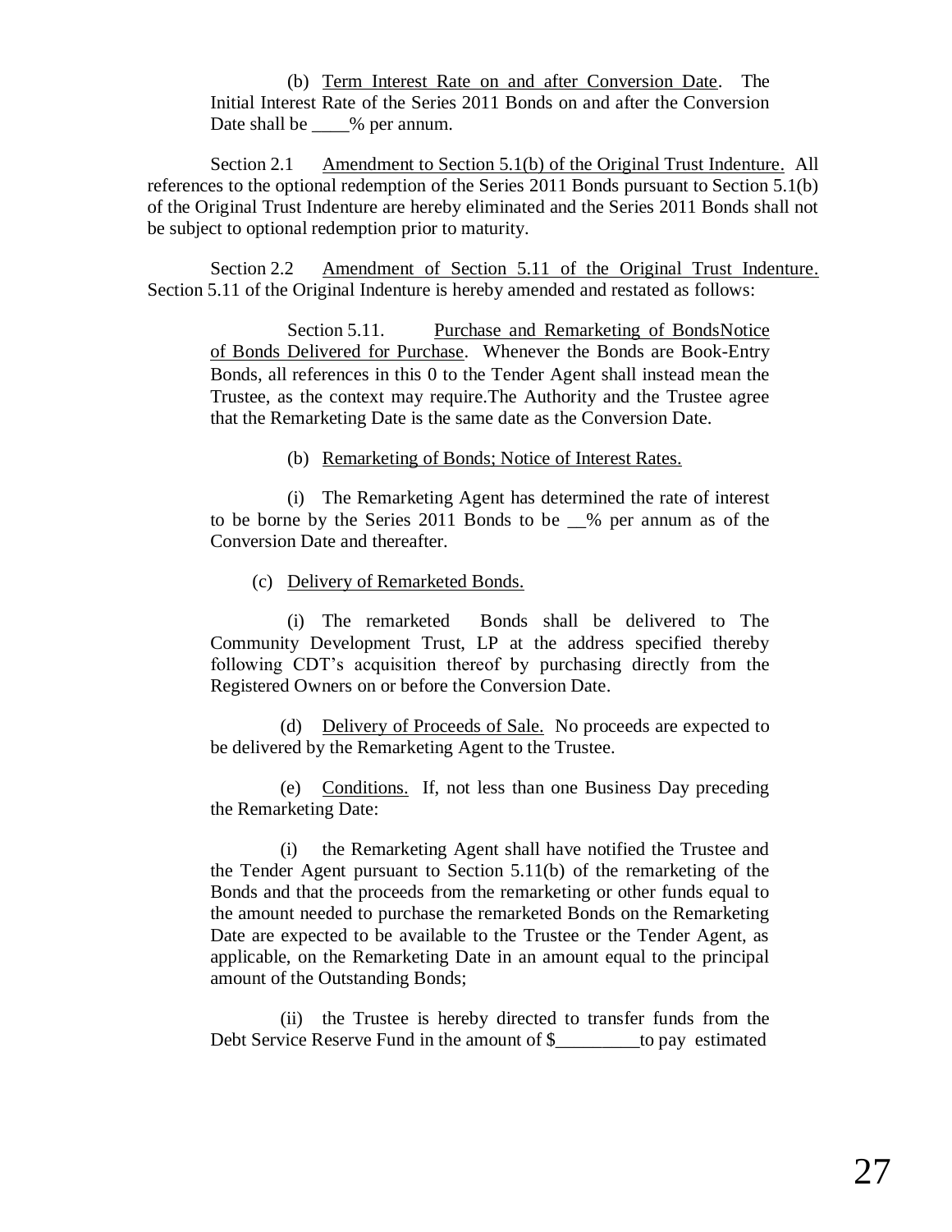(b) Term Interest Rate on and after Conversion Date. The Initial Interest Rate of the Series 2011 Bonds on and after the Conversion Date shall be ____% per annum.

Section 2.1 Amendment to Section 5.1(b) of the Original Trust Indenture. All references to the optional redemption of the Series 2011 Bonds pursuant to Section 5.1(b) of the Original Trust Indenture are hereby eliminated and the Series 2011 Bonds shall not be subject to optional redemption prior to maturity.

Section 2.2 Amendment of Section 5.11 of the Original Trust Indenture. Section 5.11 of the Original Indenture is hereby amended and restated as follows:

> Section 5.11. Purchase and Remarketing of BondsNotice of Bonds Delivered for Purchase. Whenever the Bonds are Book-Entry Bonds, all references in this 0 to the Tender Agent shall instead mean the Trustee, as the context may require.The Authority and the Trustee agree that the Remarketing Date is the same date as the Conversion Date.
>
> (b) Remarketing of Bonds; Notice of Interest Rates.
>
> (i) The Remarketing Agent has determined the rate of interest to be borne by the Series 2011 Bonds to be __% per annum as of the Conversion Date and thereafter.
>
> (c) Delivery of Remarketed Bonds.
>
> (i) The remarketed Bonds shall be delivered to The Community Development Trust, LP at the address specified thereby following CDT's acquisition thereof by purchasing directly from the Registered Owners on or before the Conversion Date.
>
> (d) Delivery of Proceeds of Sale. No proceeds are expected to be delivered by the Remarketing Agent to the Trustee.
>
> (e) Conditions. If, not less than one Business Day preceding the Remarketing Date:
>
> (i) the Remarketing Agent shall have notified the Trustee and the Tender Agent pursuant to Section 5.11(b) of the remarketing of the Bonds and that the proceeds from the remarketing or other funds equal to the amount needed to purchase the remarketed Bonds on the Remarketing Date are expected to be available to the Trustee or the Tender Agent, as applicable, on the Remarketing Date in an amount equal to the principal amount of the Outstanding Bonds;
>
> (ii) the Trustee is hereby directed to transfer funds from the Debt Service Reserve Fund in the amount of $_________to pay estimated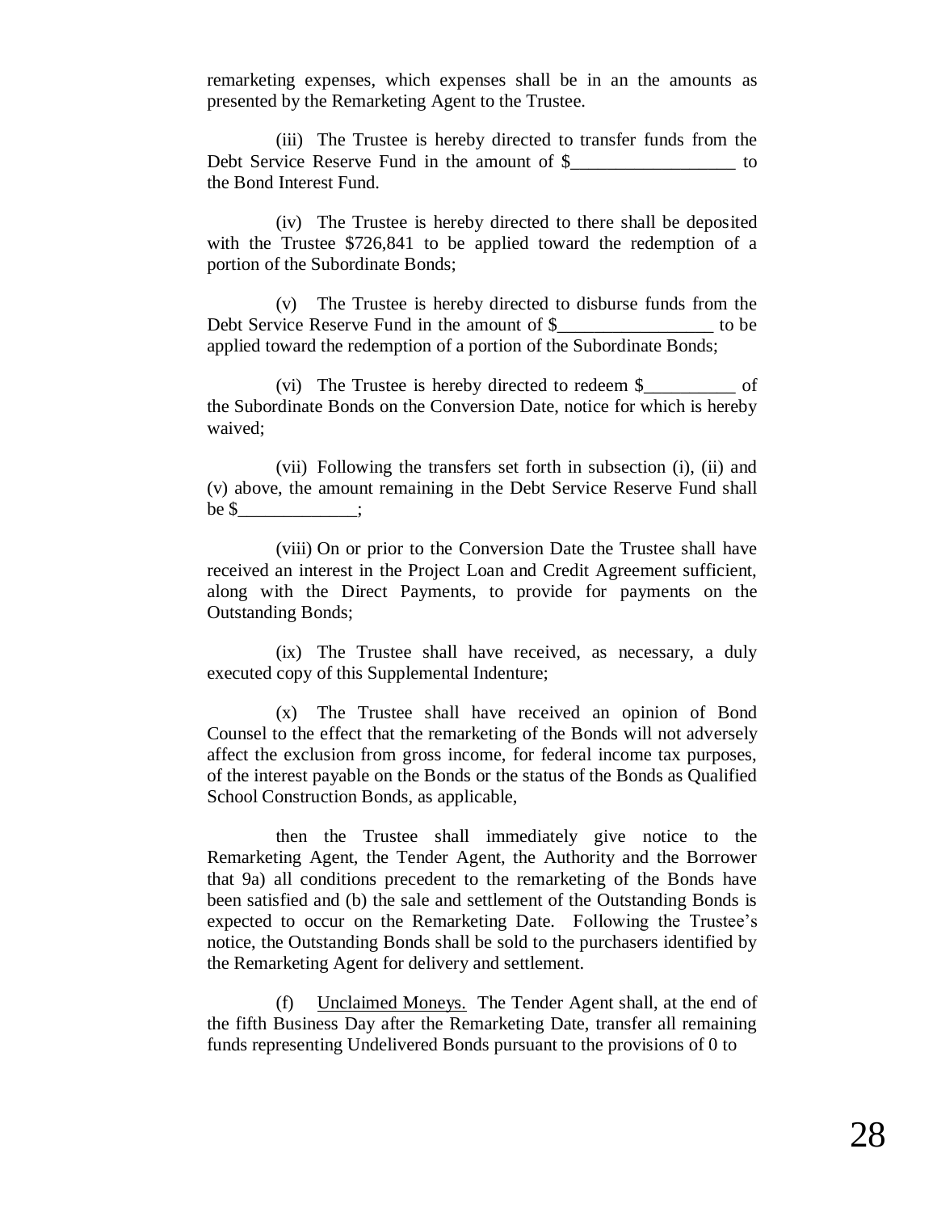remarketing expenses, which expenses shall be in an the amounts as presented by the Remarketing Agent to the Trustee.

(iii) The Trustee is hereby directed to transfer funds from the Debt Service Reserve Fund in the amount of $__________________ to the Bond Interest Fund.

(iv) The Trustee is hereby directed to there shall be deposited with the Trustee $726,841 to be applied toward the redemption of a portion of the Subordinate Bonds;

(v) The Trustee is hereby directed to disburse funds from the Debt Service Reserve Fund in the amount of $_________________ to be applied toward the redemption of a portion of the Subordinate Bonds;

(vi) The Trustee is hereby directed to redeem $__________ of the Subordinate Bonds on the Conversion Date, notice for which is hereby waived;

(vii) Following the transfers set forth in subsection (i), (ii) and (v) above, the amount remaining in the Debt Service Reserve Fund shall be $_____________;

(viii) On or prior to the Conversion Date the Trustee shall have received an interest in the Project Loan and Credit Agreement sufficient, along with the Direct Payments, to provide for payments on the Outstanding Bonds;

(ix) The Trustee shall have received, as necessary, a duly executed copy of this Supplemental Indenture;

(x) The Trustee shall have received an opinion of Bond Counsel to the effect that the remarketing of the Bonds will not adversely affect the exclusion from gross income, for federal income tax purposes, of the interest payable on the Bonds or the status of the Bonds as Qualified School Construction Bonds, as applicable,

then the Trustee shall immediately give notice to the Remarketing Agent, the Tender Agent, the Authority and the Borrower that 9a) all conditions precedent to the remarketing of the Bonds have been satisfied and (b) the sale and settlement of the Outstanding Bonds is expected to occur on the Remarketing Date. Following the Trustee's notice, the Outstanding Bonds shall be sold to the purchasers identified by the Remarketing Agent for delivery and settlement.

(f) Unclaimed Moneys. The Tender Agent shall, at the end of the fifth Business Day after the Remarketing Date, transfer all remaining funds representing Undelivered Bonds pursuant to the provisions of 0 to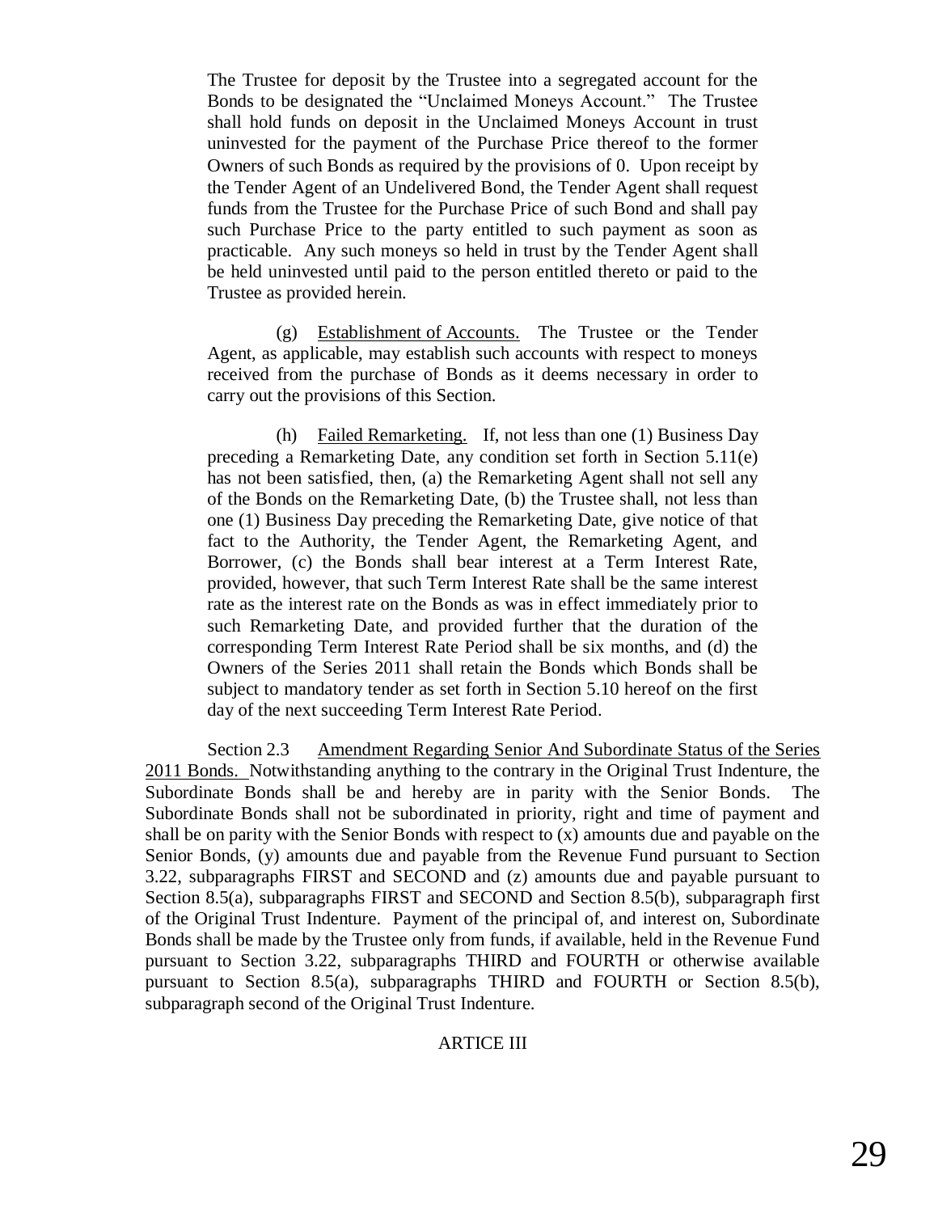The Trustee for deposit by the Trustee into a segregated account for the Bonds to be designated the "Unclaimed Moneys Account." The Trustee shall hold funds on deposit in the Unclaimed Moneys Account in trust uninvested for the payment of the Purchase Price thereof to the former Owners of such Bonds as required by the provisions of 0. Upon receipt by the Tender Agent of an Undelivered Bond, the Tender Agent shall request funds from the Trustee for the Purchase Price of such Bond and shall pay such Purchase Price to the party entitled to such payment as soon as practicable. Any such moneys so held in trust by the Tender Agent shall be held uninvested until paid to the person entitled thereto or paid to the Trustee as provided herein.

(g) Establishment of Accounts. The Trustee or the Tender Agent, as applicable, may establish such accounts with respect to moneys received from the purchase of Bonds as it deems necessary in order to carry out the provisions of this Section.

(h) Failed Remarketing. If, not less than one (1) Business Day preceding a Remarketing Date, any condition set forth in Section 5.11(e) has not been satisfied, then, (a) the Remarketing Agent shall not sell any of the Bonds on the Remarketing Date, (b) the Trustee shall, not less than one (1) Business Day preceding the Remarketing Date, give notice of that fact to the Authority, the Tender Agent, the Remarketing Agent, and Borrower, (c) the Bonds shall bear interest at a Term Interest Rate, provided, however, that such Term Interest Rate shall be the same interest rate as the interest rate on the Bonds as was in effect immediately prior to such Remarketing Date, and provided further that the duration of the corresponding Term Interest Rate Period shall be six months, and (d) the Owners of the Series 2011 shall retain the Bonds which Bonds shall be subject to mandatory tender as set forth in Section 5.10 hereof on the first day of the next succeeding Term Interest Rate Period.

Section 2.3 Amendment Regarding Senior And Subordinate Status of the Series 2011 Bonds. Notwithstanding anything to the contrary in the Original Trust Indenture, the Subordinate Bonds shall be and hereby are in parity with the Senior Bonds. The Subordinate Bonds shall not be subordinated in priority, right and time of payment and shall be on parity with the Senior Bonds with respect to (x) amounts due and payable on the Senior Bonds, (y) amounts due and payable from the Revenue Fund pursuant to Section 3.22, subparagraphs FIRST and SECOND and (z) amounts due and payable pursuant to Section 8.5(a), subparagraphs FIRST and SECOND and Section 8.5(b), subparagraph first of the Original Trust Indenture. Payment of the principal of, and interest on, Subordinate Bonds shall be made by the Trustee only from funds, if available, held in the Revenue Fund pursuant to Section 3.22, subparagraphs THIRD and FOURTH or otherwise available pursuant to Section 8.5(a), subparagraphs THIRD and FOURTH or Section 8.5(b), subparagraph second of the Original Trust Indenture.

## ARTICE III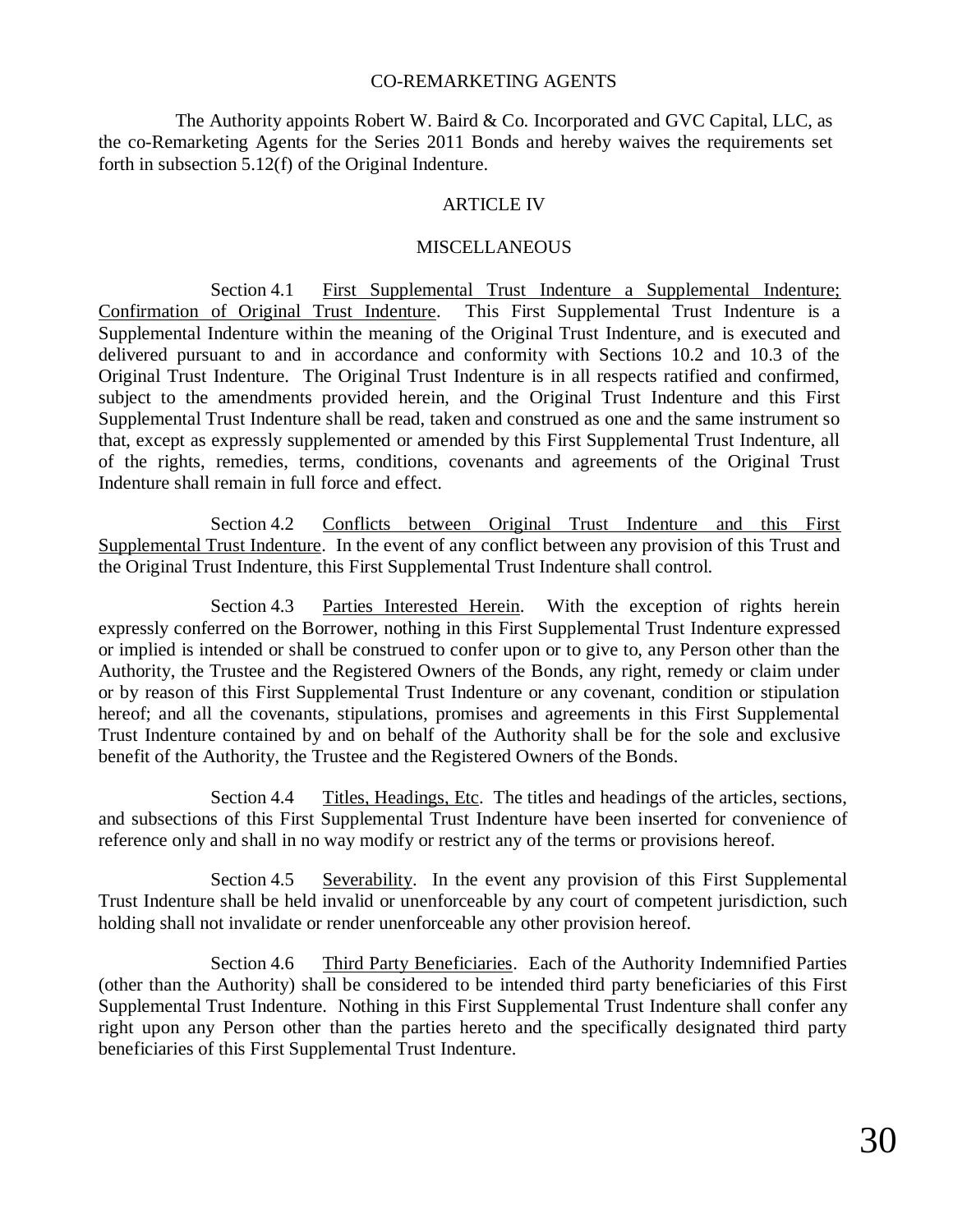CO-REMARKETING AGENTS

The Authority appoints Robert W. Baird & Co. Incorporated and GVC Capital, LLC, as the co-Remarketing Agents for the Series 2011 Bonds and hereby waives the requirements set forth in subsection 5.12(f) of the Original Indenture.

## ARTICLE IV

## MISCELLANEOUS

Section 4.1 First Supplemental Trust Indenture a Supplemental Indenture; Confirmation of Original Trust Indenture. This First Supplemental Trust Indenture is a Supplemental Indenture within the meaning of the Original Trust Indenture, and is executed and delivered pursuant to and in accordance and conformity with Sections 10.2 and 10.3 of the Original Trust Indenture. The Original Trust Indenture is in all respects ratified and confirmed, subject to the amendments provided herein, and the Original Trust Indenture and this First Supplemental Trust Indenture shall be read, taken and construed as one and the same instrument so that, except as expressly supplemented or amended by this First Supplemental Trust Indenture, all of the rights, remedies, terms, conditions, covenants and agreements of the Original Trust Indenture shall remain in full force and effect.

Section 4.2 Conflicts between Original Trust Indenture and this First Supplemental Trust Indenture. In the event of any conflict between any provision of this Trust and the Original Trust Indenture, this First Supplemental Trust Indenture shall control.

Section 4.3 Parties Interested Herein. With the exception of rights herein expressly conferred on the Borrower, nothing in this First Supplemental Trust Indenture expressed or implied is intended or shall be construed to confer upon or to give to, any Person other than the Authority, the Trustee and the Registered Owners of the Bonds, any right, remedy or claim under or by reason of this First Supplemental Trust Indenture or any covenant, condition or stipulation hereof; and all the covenants, stipulations, promises and agreements in this First Supplemental Trust Indenture contained by and on behalf of the Authority shall be for the sole and exclusive benefit of the Authority, the Trustee and the Registered Owners of the Bonds.

Section 4.4 Titles, Headings, Etc. The titles and headings of the articles, sections, and subsections of this First Supplemental Trust Indenture have been inserted for convenience of reference only and shall in no way modify or restrict any of the terms or provisions hereof.

Section 4.5 Severability. In the event any provision of this First Supplemental Trust Indenture shall be held invalid or unenforceable by any court of competent jurisdiction, such holding shall not invalidate or render unenforceable any other provision hereof.

Section 4.6 Third Party Beneficiaries. Each of the Authority Indemnified Parties (other than the Authority) shall be considered to be intended third party beneficiaries of this First Supplemental Trust Indenture. Nothing in this First Supplemental Trust Indenture shall confer any right upon any Person other than the parties hereto and the specifically designated third party beneficiaries of this First Supplemental Trust Indenture.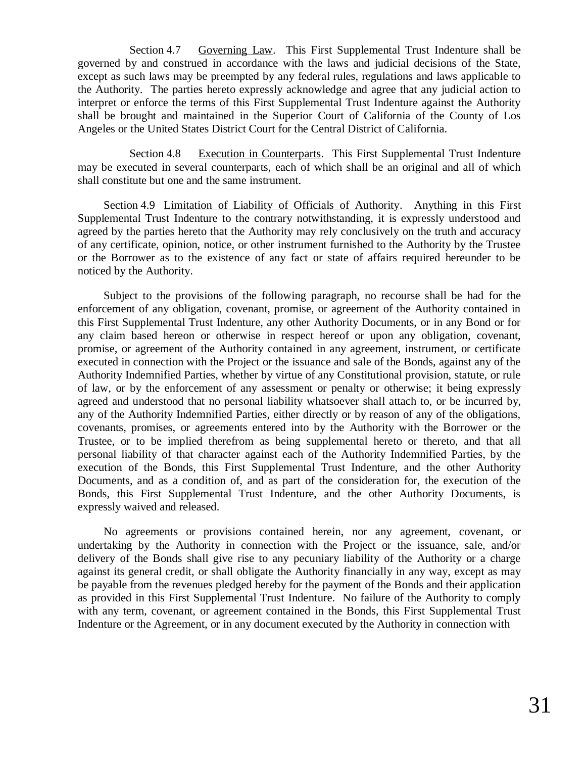Section 4.7 Governing Law. This First Supplemental Trust Indenture shall be governed by and construed in accordance with the laws and judicial decisions of the State, except as such laws may be preempted by any federal rules, regulations and laws applicable to the Authority. The parties hereto expressly acknowledge and agree that any judicial action to interpret or enforce the terms of this First Supplemental Trust Indenture against the Authority shall be brought and maintained in the Superior Court of California of the County of Los Angeles or the United States District Court for the Central District of California.

Section 4.8 Execution in Counterparts. This First Supplemental Trust Indenture may be executed in several counterparts, each of which shall be an original and all of which shall constitute but one and the same instrument.

Section 4.9 Limitation of Liability of Officials of Authority. Anything in this First Supplemental Trust Indenture to the contrary notwithstanding, it is expressly understood and agreed by the parties hereto that the Authority may rely conclusively on the truth and accuracy of any certificate, opinion, notice, or other instrument furnished to the Authority by the Trustee or the Borrower as to the existence of any fact or state of affairs required hereunder to be noticed by the Authority.

Subject to the provisions of the following paragraph, no recourse shall be had for the enforcement of any obligation, covenant, promise, or agreement of the Authority contained in this First Supplemental Trust Indenture, any other Authority Documents, or in any Bond or for any claim based hereon or otherwise in respect hereof or upon any obligation, covenant, promise, or agreement of the Authority contained in any agreement, instrument, or certificate executed in connection with the Project or the issuance and sale of the Bonds, against any of the Authority Indemnified Parties, whether by virtue of any Constitutional provision, statute, or rule of law, or by the enforcement of any assessment or penalty or otherwise; it being expressly agreed and understood that no personal liability whatsoever shall attach to, or be incurred by, any of the Authority Indemnified Parties, either directly or by reason of any of the obligations, covenants, promises, or agreements entered into by the Authority with the Borrower or the Trustee, or to be implied therefrom as being supplemental hereto or thereto, and that all personal liability of that character against each of the Authority Indemnified Parties, by the execution of the Bonds, this First Supplemental Trust Indenture, and the other Authority Documents, and as a condition of, and as part of the consideration for, the execution of the Bonds, this First Supplemental Trust Indenture, and the other Authority Documents, is expressly waived and released.

No agreements or provisions contained herein, nor any agreement, covenant, or undertaking by the Authority in connection with the Project or the issuance, sale, and/or delivery of the Bonds shall give rise to any pecuniary liability of the Authority or a charge against its general credit, or shall obligate the Authority financially in any way, except as may be payable from the revenues pledged hereby for the payment of the Bonds and their application as provided in this First Supplemental Trust Indenture. No failure of the Authority to comply with any term, covenant, or agreement contained in the Bonds, this First Supplemental Trust Indenture or the Agreement, or in any document executed by the Authority in connection with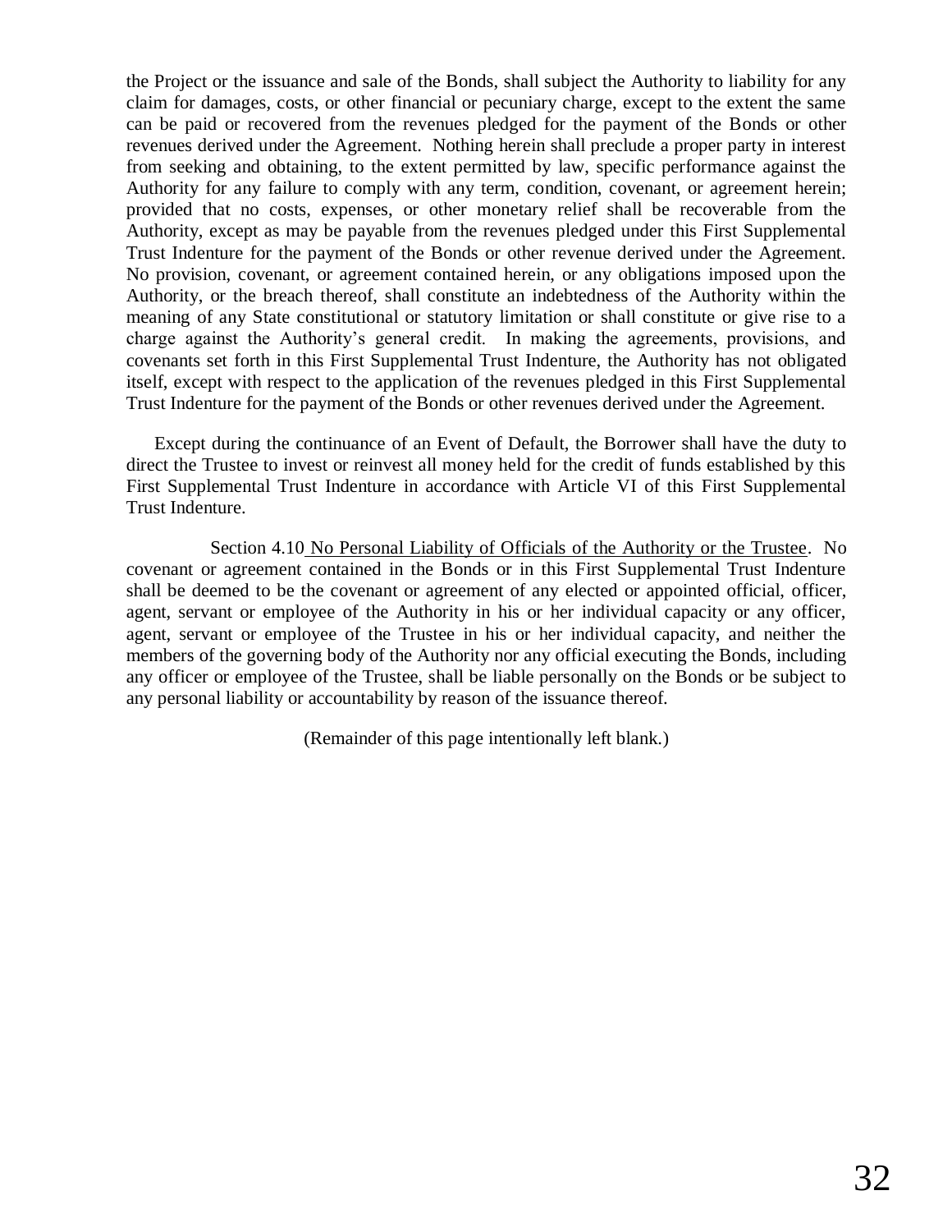the Project or the issuance and sale of the Bonds, shall subject the Authority to liability for any claim for damages, costs, or other financial or pecuniary charge, except to the extent the same can be paid or recovered from the revenues pledged for the payment of the Bonds or other revenues derived under the Agreement. Nothing herein shall preclude a proper party in interest from seeking and obtaining, to the extent permitted by law, specific performance against the Authority for any failure to comply with any term, condition, covenant, or agreement herein; provided that no costs, expenses, or other monetary relief shall be recoverable from the Authority, except as may be payable from the revenues pledged under this First Supplemental Trust Indenture for the payment of the Bonds or other revenue derived under the Agreement. No provision, covenant, or agreement contained herein, or any obligations imposed upon the Authority, or the breach thereof, shall constitute an indebtedness of the Authority within the meaning of any State constitutional or statutory limitation or shall constitute or give rise to a charge against the Authority's general credit. In making the agreements, provisions, and covenants set forth in this First Supplemental Trust Indenture, the Authority has not obligated itself, except with respect to the application of the revenues pledged in this First Supplemental Trust Indenture for the payment of the Bonds or other revenues derived under the Agreement.

Except during the continuance of an Event of Default, the Borrower shall have the duty to direct the Trustee to invest or reinvest all money held for the credit of funds established by this First Supplemental Trust Indenture in accordance with Article VI of this First Supplemental Trust Indenture.

Section 4.10 No Personal Liability of Officials of the Authority or the Trustee. No covenant or agreement contained in the Bonds or in this First Supplemental Trust Indenture shall be deemed to be the covenant or agreement of any elected or appointed official, officer, agent, servant or employee of the Authority in his or her individual capacity or any officer, agent, servant or employee of the Trustee in his or her individual capacity, and neither the members of the governing body of the Authority nor any official executing the Bonds, including any officer or employee of the Trustee, shall be liable personally on the Bonds or be subject to any personal liability or accountability by reason of the issuance thereof.

(Remainder of this page intentionally left blank.)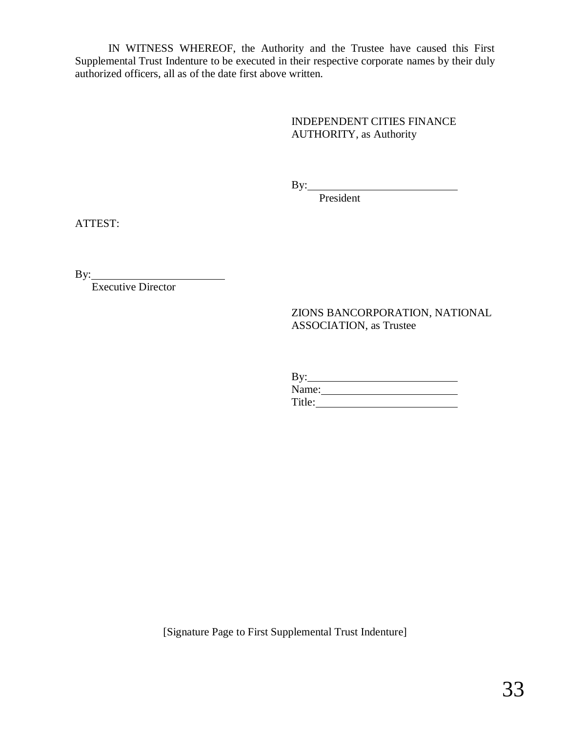IN WITNESS WHEREOF, the Authority and the Trustee have caused this First Supplemental Trust Indenture to be executed in their respective corporate names by their duly authorized officers, all as of the date first above written.

INDEPENDENT CITIES FINANCE AUTHORITY, as Authority

By:____________________________
President

ATTEST:

By:__________________________
Executive Director

ZIONS BANCORPORATION, NATIONAL ASSOCIATION, as Trustee

By:____________________________
Name:__________________________
Title:__________________________

[Signature Page to First Supplemental Trust Indenture]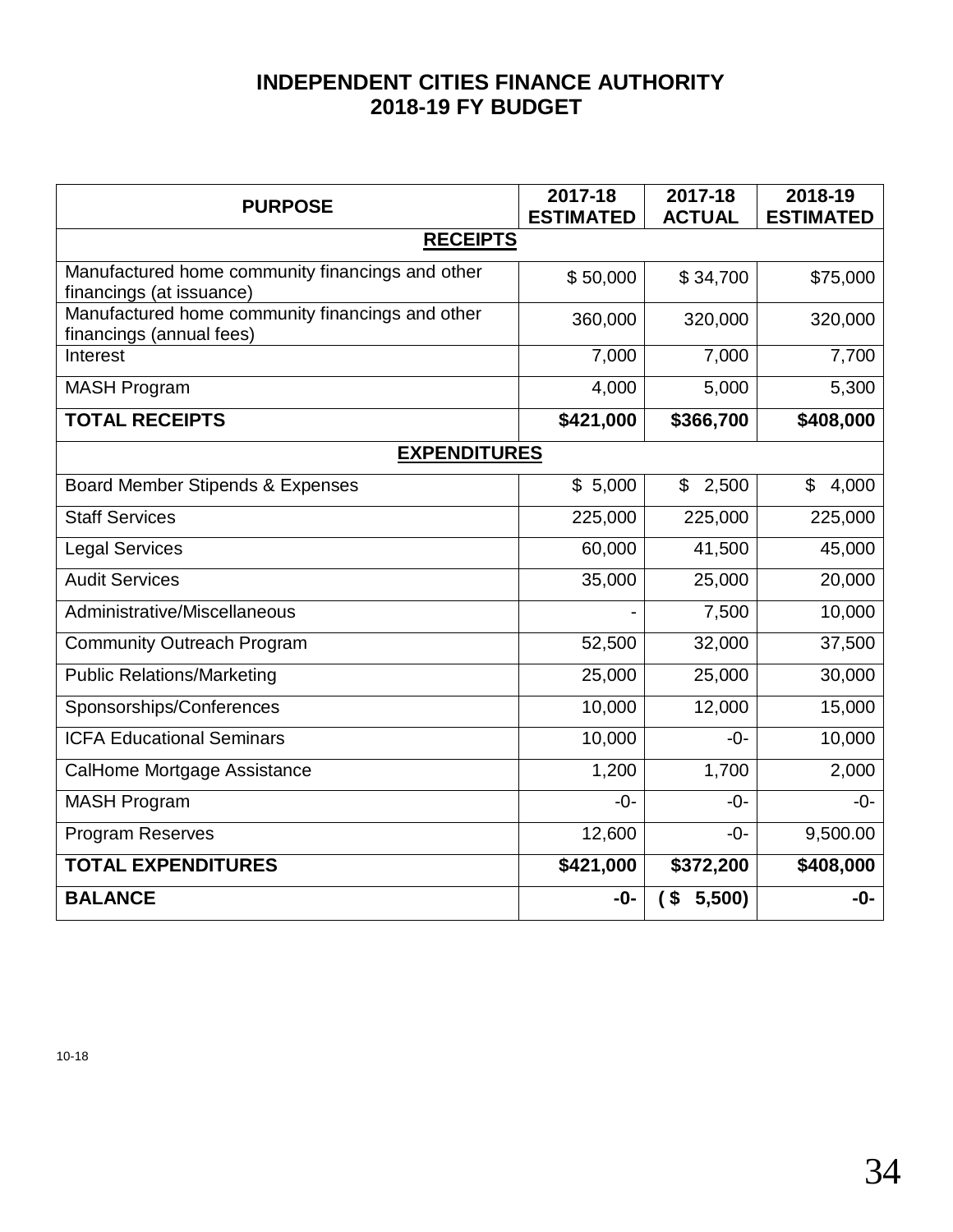# INDEPENDENT CITIES FINANCE AUTHORITY
# 2018-19 FY BUDGET

| PURPOSE | 2017-18 ESTIMATED | 2017-18 ACTUAL | 2018-19 ESTIMATED |
|---|---|---|---|
| **RECEIPTS** | | | |
| Manufactured home community financings and other financings (at issuance) | $ 50,000 | $ 34,700 | $75,000 |
| Manufactured home community financings and other financings (annual fees) | 360,000 | 320,000 | 320,000 |
| Interest | 7,000 | 7,000 | 7,700 |
| MASH Program | 4,000 | 5,000 | 5,300 |
| **TOTAL RECEIPTS** | **$421,000** | **$366,700** | **$408,000** |
| **EXPENDITURES** | | | |
| Board Member Stipends & Expenses | $ 5,000 | $ 2,500 | $ 4,000 |
| Staff Services | 225,000 | 225,000 | 225,000 |
| Legal Services | 60,000 | 41,500 | 45,000 |
| Audit Services | 35,000 | 25,000 | 20,000 |
| Administrative/Miscellaneous | - | 7,500 | 10,000 |
| Community Outreach Program | 52,500 | 32,000 | 37,500 |
| Public Relations/Marketing | 25,000 | 25,000 | 30,000 |
| Sponsorships/Conferences | 10,000 | 12,000 | 15,000 |
| ICFA Educational Seminars | 10,000 | -0- | 10,000 |
| CalHome Mortgage Assistance | 1,200 | 1,700 | 2,000 |
| MASH Program | -0- | -0- | -0- |
| Program Reserves | 12,600 | -0- | 9,500.00 |
| **TOTAL EXPENDITURES** | **$421,000** | **$372,200** | **$408,000** |
| **BALANCE** | **-0-** | **( $ 5,500)** | **-0-** |

10-18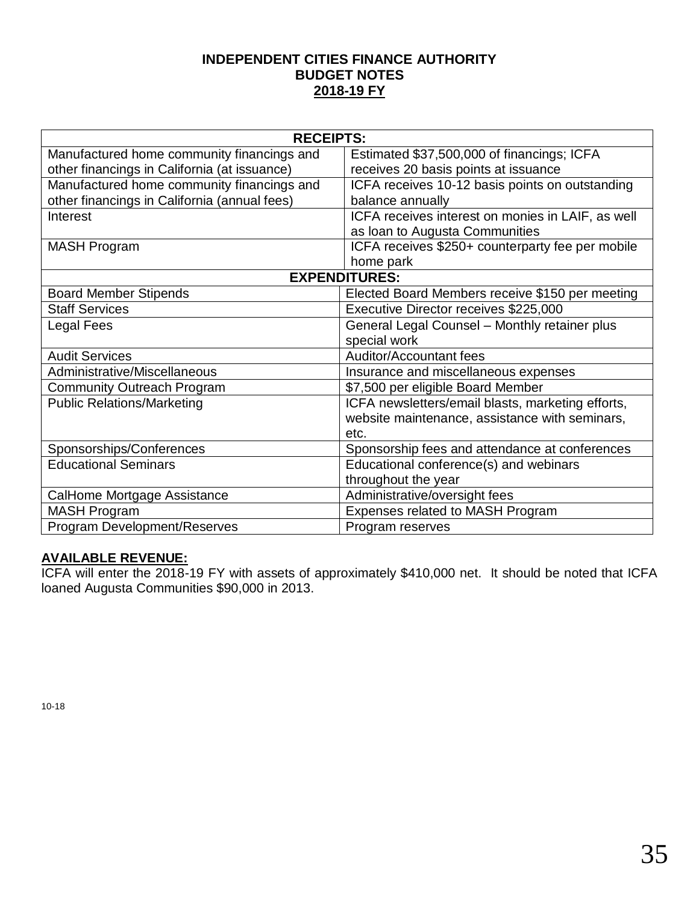**INDEPENDENT CITIES FINANCE AUTHORITY**
**BUDGET NOTES**
**2018-19 FY**

| **RECEIPTS:** | |
|---|---|
| Manufactured home community financings and other financings in California (at issuance) | Estimated $37,500,000 of financings; ICFA receives 20 basis points at issuance |
| Manufactured home community financings and other financings in California (annual fees) | ICFA receives 10-12 basis points on outstanding balance annually |
| Interest | ICFA receives interest on monies in LAIF, as well as loan to Augusta Communities |
| MASH Program | ICFA receives $250+ counterparty fee per mobile home park |
| **EXPENDITURES:** | |
| Board Member Stipends | Elected Board Members receive $150 per meeting |
| Staff Services | Executive Director receives $225,000 |
| Legal Fees | General Legal Counsel – Monthly retainer plus special work |
| Audit Services | Auditor/Accountant fees |
| Administrative/Miscellaneous | Insurance and miscellaneous expenses |
| Community Outreach Program | $7,500 per eligible Board Member |
| Public Relations/Marketing | ICFA newsletters/email blasts, marketing efforts, website maintenance, assistance with seminars, etc. |
| Sponsorships/Conferences | Sponsorship fees and attendance at conferences |
| Educational Seminars | Educational conference(s) and webinars throughout the year |
| CalHome Mortgage Assistance | Administrative/oversight fees |
| MASH Program | Expenses related to MASH Program |
| Program Development/Reserves | Program reserves |

**AVAILABLE REVENUE:**

ICFA will enter the 2018-19 FY with assets of approximately $410,000 net. It should be noted that ICFA loaned Augusta Communities $90,000 in 2013.

10-18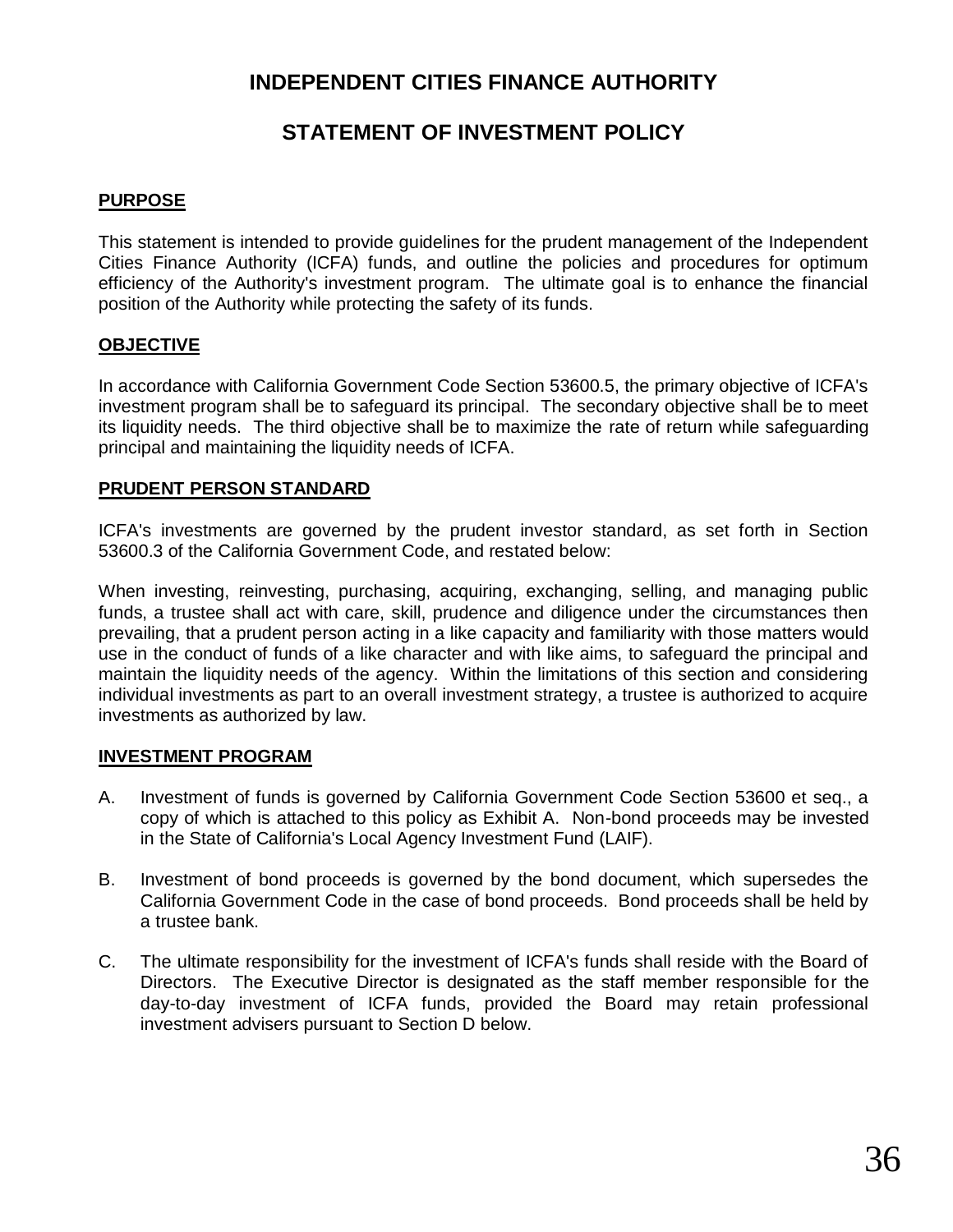# INDEPENDENT CITIES FINANCE AUTHORITY

# STATEMENT OF INVESTMENT POLICY

## PURPOSE

This statement is intended to provide guidelines for the prudent management of the Independent Cities Finance Authority (ICFA) funds, and outline the policies and procedures for optimum efficiency of the Authority's investment program. The ultimate goal is to enhance the financial position of the Authority while protecting the safety of its funds.

## OBJECTIVE

In accordance with California Government Code Section 53600.5, the primary objective of ICFA's investment program shall be to safeguard its principal. The secondary objective shall be to meet its liquidity needs. The third objective shall be to maximize the rate of return while safeguarding principal and maintaining the liquidity needs of ICFA.

## PRUDENT PERSON STANDARD

ICFA's investments are governed by the prudent investor standard, as set forth in Section 53600.3 of the California Government Code, and restated below:

When investing, reinvesting, purchasing, acquiring, exchanging, selling, and managing public funds, a trustee shall act with care, skill, prudence and diligence under the circumstances then prevailing, that a prudent person acting in a like capacity and familiarity with those matters would use in the conduct of funds of a like character and with like aims, to safeguard the principal and maintain the liquidity needs of the agency. Within the limitations of this section and considering individual investments as part to an overall investment strategy, a trustee is authorized to acquire investments as authorized by law.

## INVESTMENT PROGRAM

A. Investment of funds is governed by California Government Code Section 53600 et seq., a copy of which is attached to this policy as Exhibit A. Non-bond proceeds may be invested in the State of California's Local Agency Investment Fund (LAIF).

B. Investment of bond proceeds is governed by the bond document, which supersedes the California Government Code in the case of bond proceeds. Bond proceeds shall be held by a trustee bank.

C. The ultimate responsibility for the investment of ICFA's funds shall reside with the Board of Directors. The Executive Director is designated as the staff member responsible for the day-to-day investment of ICFA funds, provided the Board may retain professional investment advisers pursuant to Section D below.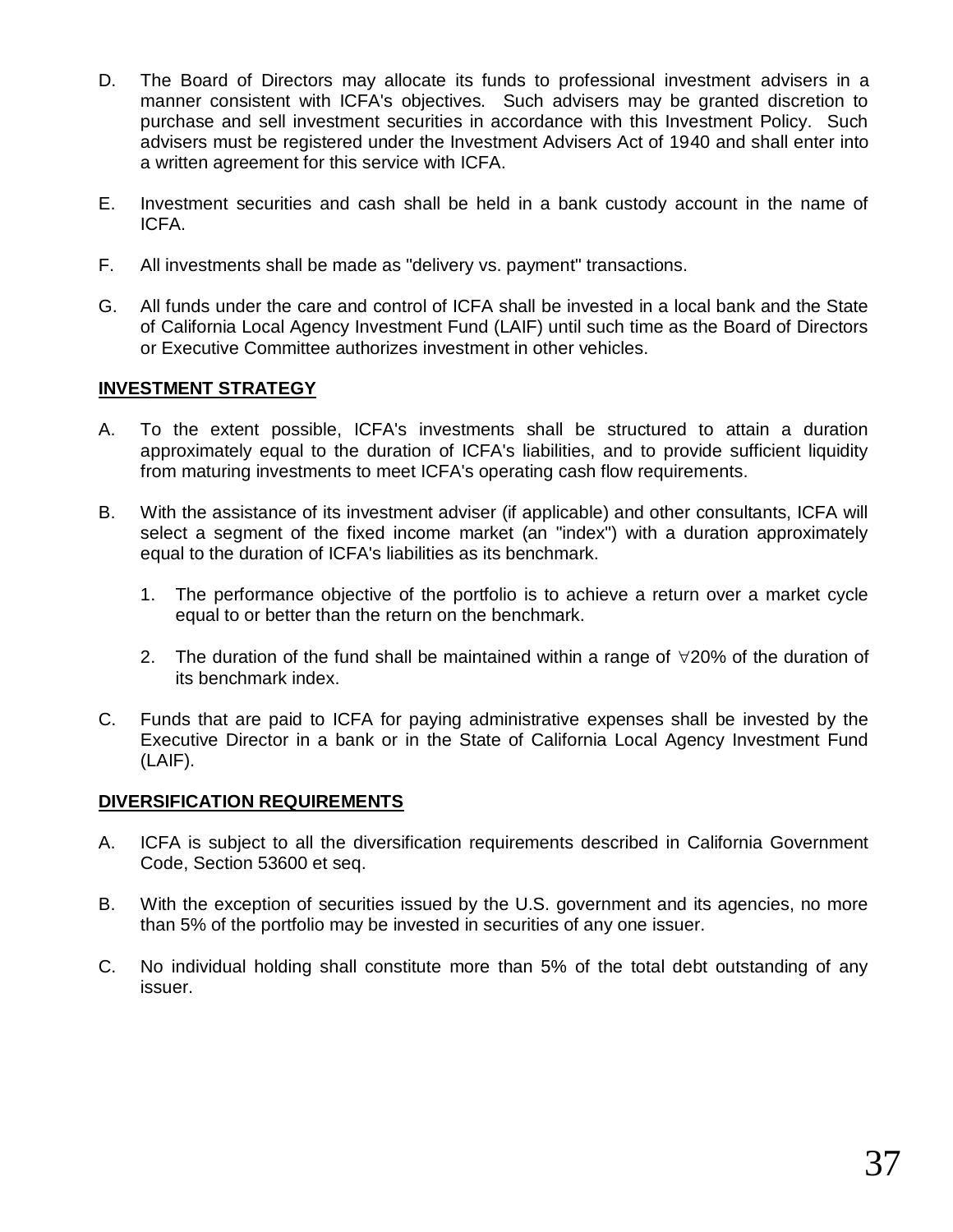D. The Board of Directors may allocate its funds to professional investment advisers in a manner consistent with ICFA's objectives. Such advisers may be granted discretion to purchase and sell investment securities in accordance with this Investment Policy. Such advisers must be registered under the Investment Advisers Act of 1940 and shall enter into a written agreement for this service with ICFA.

E. Investment securities and cash shall be held in a bank custody account in the name of ICFA.

F. All investments shall be made as "delivery vs. payment" transactions.

G. All funds under the care and control of ICFA shall be invested in a local bank and the State of California Local Agency Investment Fund (LAIF) until such time as the Board of Directors or Executive Committee authorizes investment in other vehicles.

**INVESTMENT STRATEGY**

A. To the extent possible, ICFA's investments shall be structured to attain a duration approximately equal to the duration of ICFA's liabilities, and to provide sufficient liquidity from maturing investments to meet ICFA's operating cash flow requirements.

B. With the assistance of its investment adviser (if applicable) and other consultants, ICFA will select a segment of the fixed income market (an "index") with a duration approximately equal to the duration of ICFA's liabilities as its benchmark.

   1. The performance objective of the portfolio is to achieve a return over a market cycle equal to or better than the return on the benchmark.

   2. The duration of the fund shall be maintained within a range of ∀20% of the duration of its benchmark index.

C. Funds that are paid to ICFA for paying administrative expenses shall be invested by the Executive Director in a bank or in the State of California Local Agency Investment Fund (LAIF).

**DIVERSIFICATION REQUIREMENTS**

A. ICFA is subject to all the diversification requirements described in California Government Code, Section 53600 et seq.

B. With the exception of securities issued by the U.S. government and its agencies, no more than 5% of the portfolio may be invested in securities of any one issuer.

C. No individual holding shall constitute more than 5% of the total debt outstanding of any issuer.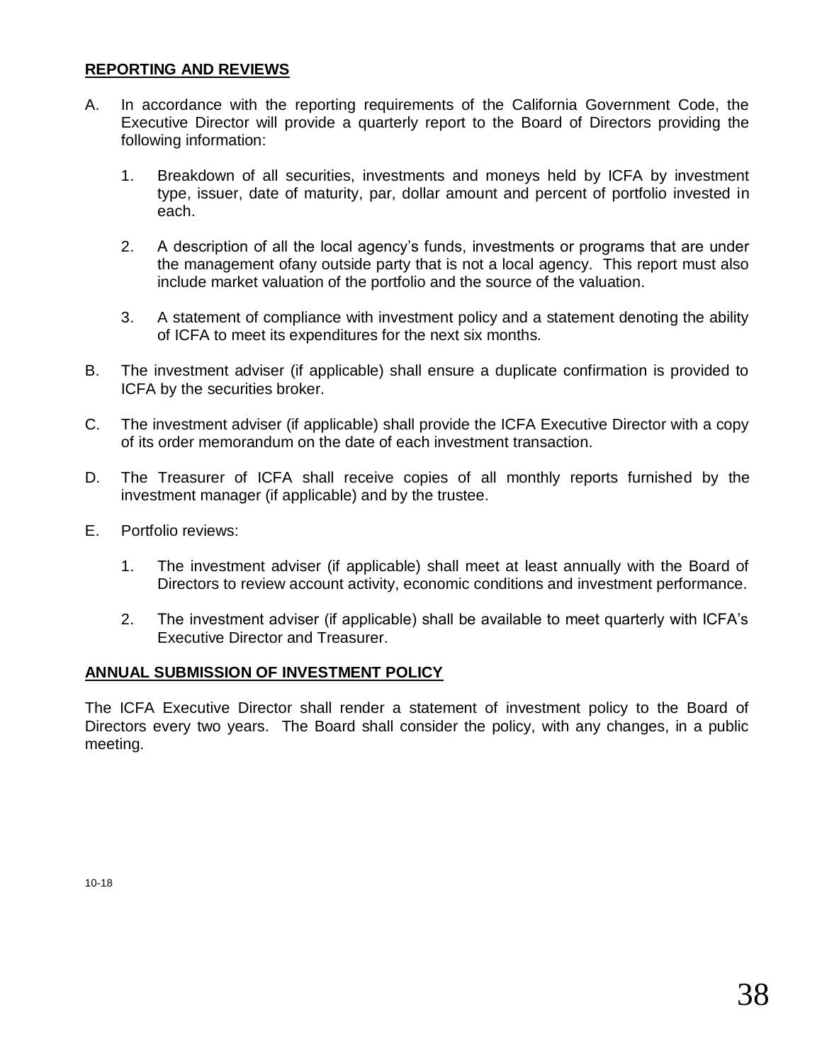**REPORTING AND REVIEWS**

A. In accordance with the reporting requirements of the California Government Code, the Executive Director will provide a quarterly report to the Board of Directors providing the following information:

   1. Breakdown of all securities, investments and moneys held by ICFA by investment type, issuer, date of maturity, par, dollar amount and percent of portfolio invested in each.

   2. A description of all the local agency's funds, investments or programs that are under the management ofany outside party that is not a local agency. This report must also include market valuation of the portfolio and the source of the valuation.

   3. A statement of compliance with investment policy and a statement denoting the ability of ICFA to meet its expenditures for the next six months.

B. The investment adviser (if applicable) shall ensure a duplicate confirmation is provided to ICFA by the securities broker.

C. The investment adviser (if applicable) shall provide the ICFA Executive Director with a copy of its order memorandum on the date of each investment transaction.

D. The Treasurer of ICFA shall receive copies of all monthly reports furnished by the investment manager (if applicable) and by the trustee.

E. Portfolio reviews:

   1. The investment adviser (if applicable) shall meet at least annually with the Board of Directors to review account activity, economic conditions and investment performance.

   2. The investment adviser (if applicable) shall be available to meet quarterly with ICFA's Executive Director and Treasurer.

**ANNUAL SUBMISSION OF INVESTMENT POLICY**

The ICFA Executive Director shall render a statement of investment policy to the Board of Directors every two years. The Board shall consider the policy, with any changes, in a public meeting.

10-18